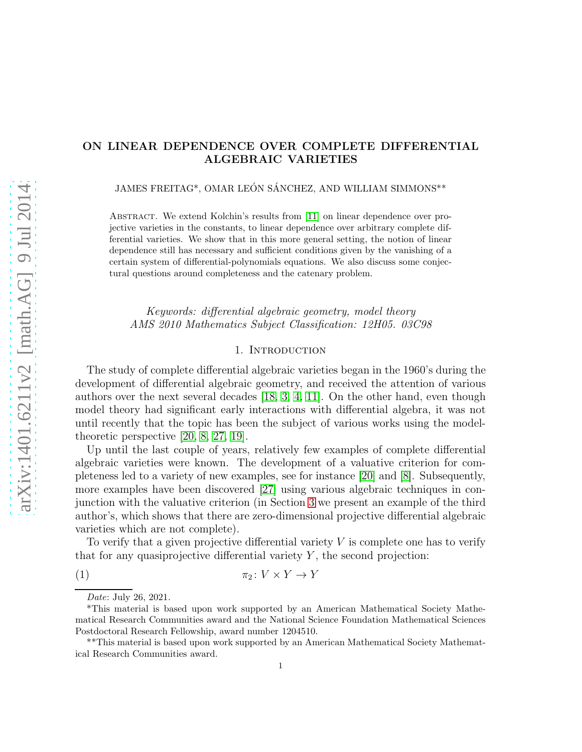# ON LINEAR DEPENDENCE OVER COMPLETE DIFFERENTIAL ALGEBRAIC VARIETIES

JAMES FREITAG*, OMAR LEÓN SÁNCHEZ, AND WILLIAM SIMMONS**

ABSTRACT. We extend Kolchin's results from [11] on linear dependence over projective varieties in the constants, to linear dependence over arbitrary complete differential varieties. We show that in this more general setting, the notion of linear dependence still has necessary and sufficient conditions given by the vanishing of a certain system of differential-polynomials equations. We also discuss some conjectural questions around completeness and the catenary problem.

*Keywords: differential algebraic geometry, model theory*
*AMS 2010 Mathematics Subject Classification: 12H05. 03C98*

## 1. Introduction

The study of complete differential algebraic varieties began in the 1960's during the development of differential algebraic geometry, and received the attention of various authors over the next several decades [18, 3, 4, 11]. On the other hand, even though model theory had significant early interactions with differential algebra, it was not until recently that the topic has been the subject of various works using the model-theoretic perspective [20, 8, 27, 19].

Up until the last couple of years, relatively few examples of complete differential algebraic varieties were known. The development of a valuative criterion for completeness led to a variety of new examples, see for instance [20] and [8]. Subsequently, more examples have been discovered [27] using various algebraic techniques in conjunction with the valuative criterion (in Section 3 we present an example of the third author's, which shows that there are zero-dimensional projective differential algebraic varieties which are not complete).

To verify that a given projective differential variety $V$ is complete one has to verify that for any quasiprojective differential variety $Y$, the second projection:

$$\pi_2 \colon V \times Y \to Y \qquad (1)$$

---

*Date*: July 26, 2021.

*This material is based upon work supported by an American Mathematical Society Mathematical Research Communities award and the National Science Foundation Mathematical Sciences Postdoctoral Research Fellowship, award number 1204510.

**This material is based upon work supported by an American Mathematical Society Mathematical Research Communities award.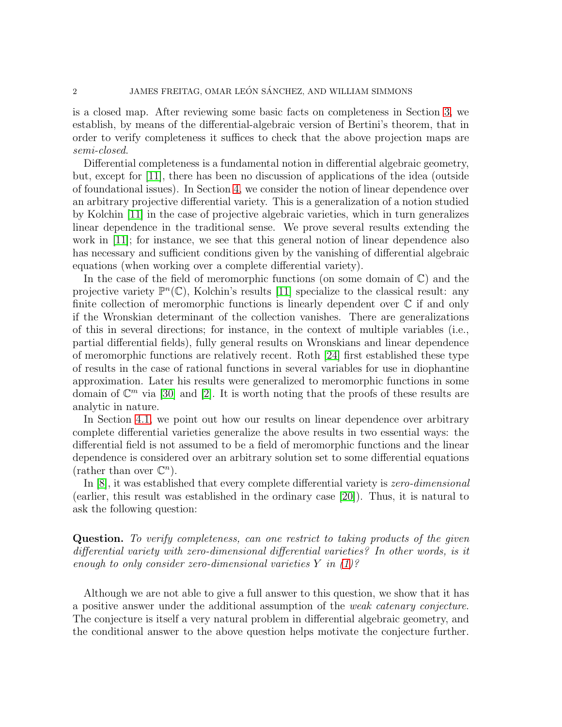is a closed map. After reviewing some basic facts on completeness in Section 3, we establish, by means of the differential-algebraic version of Bertini's theorem, that in order to verify completeness it suffices to check that the above projection maps are *semi-closed*.

Differential completeness is a fundamental notion in differential algebraic geometry, but, except for [11], there has been no discussion of applications of the idea (outside of foundational issues). In Section 4, we consider the notion of linear dependence over an arbitrary projective differential variety. This is a generalization of a notion studied by Kolchin [11] in the case of projective algebraic varieties, which in turn generalizes linear dependence in the traditional sense. We prove several results extending the work in [11]; for instance, we see that this general notion of linear dependence also has necessary and sufficient conditions given by the vanishing of differential algebraic equations (when working over a complete differential variety).

In the case of the field of meromorphic functions (on some domain of $\mathbb{C}$) and the projective variety $\mathbb{P}^n(\mathbb{C})$, Kolchin's results [11] specialize to the classical result: any finite collection of meromorphic functions is linearly dependent over $\mathbb{C}$ if and only if the Wronskian determinant of the collection vanishes. There are generalizations of this in several directions; for instance, in the context of multiple variables (i.e., partial differential fields), fully general results on Wronskians and linear dependence of meromorphic functions are relatively recent. Roth [24] first established these type of results in the case of rational functions in several variables for use in diophantine approximation. Later his results were generalized to meromorphic functions in some domain of $\mathbb{C}^m$ via [30] and [2]. It is worth noting that the proofs of these results are analytic in nature.

In Section 4.1, we point out how our results on linear dependence over arbitrary complete differential varieties generalize the above results in two essential ways: the differential field is not assumed to be a field of meromorphic functions and the linear dependence is considered over an arbitrary solution set to some differential equations (rather than over $\mathbb{C}^n$).

In [8], it was established that every complete differential variety is *zero-dimensional* (earlier, this result was established in the ordinary case [20]). Thus, it is natural to ask the following question:

**Question.** *To verify completeness, can one restrict to taking products of the given differential variety with zero-dimensional differential varieties? In other words, is it enough to only consider zero-dimensional varieties $Y$ in (1)?*

Although we are not able to give a full answer to this question, we show that it has a positive answer under the additional assumption of the *weak catenary conjecture*. The conjecture is itself a very natural problem in differential algebraic geometry, and the conditional answer to the above question helps motivate the conjecture further.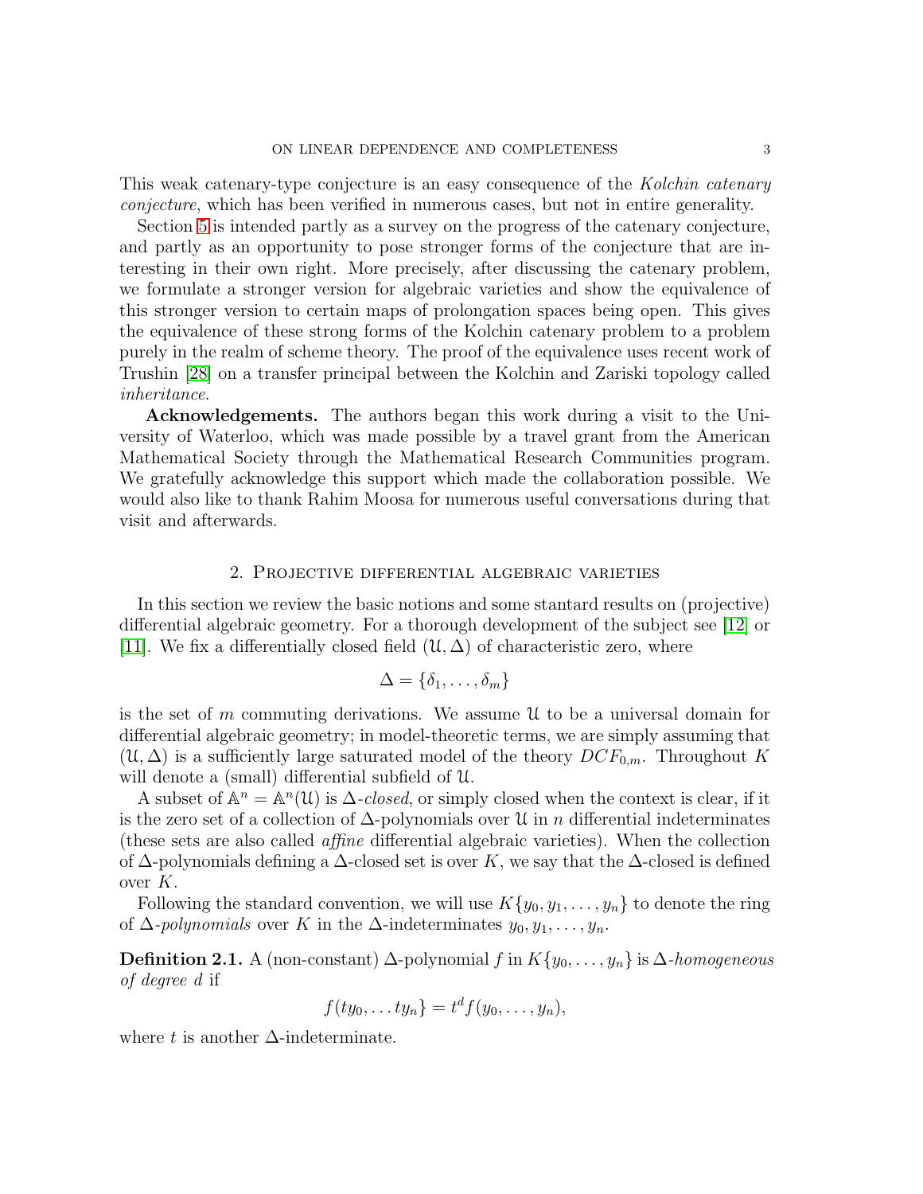This weak catenary-type conjecture is an easy consequence of the *Kolchin catenary conjecture*, which has been verified in numerous cases, but not in entire generality.

Section 5 is intended partly as a survey on the progress of the catenary conjecture, and partly as an opportunity to pose stronger forms of the conjecture that are interesting in their own right. More precisely, after discussing the catenary problem, we formulate a stronger version for algebraic varieties and show the equivalence of this stronger version to certain maps of prolongation spaces being open. This gives the equivalence of these strong forms of the Kolchin catenary problem to a problem purely in the realm of scheme theory. The proof of the equivalence uses recent work of Trushin [28] on a transfer principal between the Kolchin and Zariski topology called *inheritance*.

**Acknowledgements.** The authors began this work during a visit to the University of Waterloo, which was made possible by a travel grant from the American Mathematical Society through the Mathematical Research Communities program. We gratefully acknowledge this support which made the collaboration possible. We would also like to thank Rahim Moosa for numerous useful conversations during that visit and afterwards.

## 2. Projective differential algebraic varieties

In this section we review the basic notions and some stantard results on (projective) differential algebraic geometry. For a thorough development of the subject see [12] or [11]. We fix a differentially closed field $(\mathcal{U}, \Delta)$ of characteristic zero, where

$$\Delta = \{\delta_1, \ldots, \delta_m\}$$

is the set of $m$ commuting derivations. We assume $\mathcal{U}$ to be a universal domain for differential algebraic geometry; in model-theoretic terms, we are simply assuming that $(\mathcal{U}, \Delta)$ is a sufficiently large saturated model of the theory $DCF_{0,m}$. Throughout $K$ will denote a (small) differential subfield of $\mathcal{U}$.

A subset of $\mathbb{A}^n = \mathbb{A}^n(\mathcal{U})$ is $\Delta$-*closed*, or simply closed when the context is clear, if it is the zero set of a collection of $\Delta$-polynomials over $\mathcal{U}$ in $n$ differential indeterminates (these sets are also called *affine* differential algebraic varieties). When the collection of $\Delta$-polynomials defining a $\Delta$-closed set is over $K$, we say that the $\Delta$-closed is defined over $K$.

Following the standard convention, we will use $K\{y_0, y_1, \ldots, y_n\}$ to denote the ring of $\Delta$-*polynomials* over $K$ in the $\Delta$-indeterminates $y_0, y_1, \ldots, y_n$.

**Definition 2.1.** A (non-constant) $\Delta$-polynomial $f$ in $K\{y_0, \ldots, y_n\}$ is $\Delta$-*homogeneous of degree $d$* if

$$f(ty_0, \ldots ty_n\} = t^d f(y_0, \ldots, y_n),$$

where $t$ is another $\Delta$-indeterminate.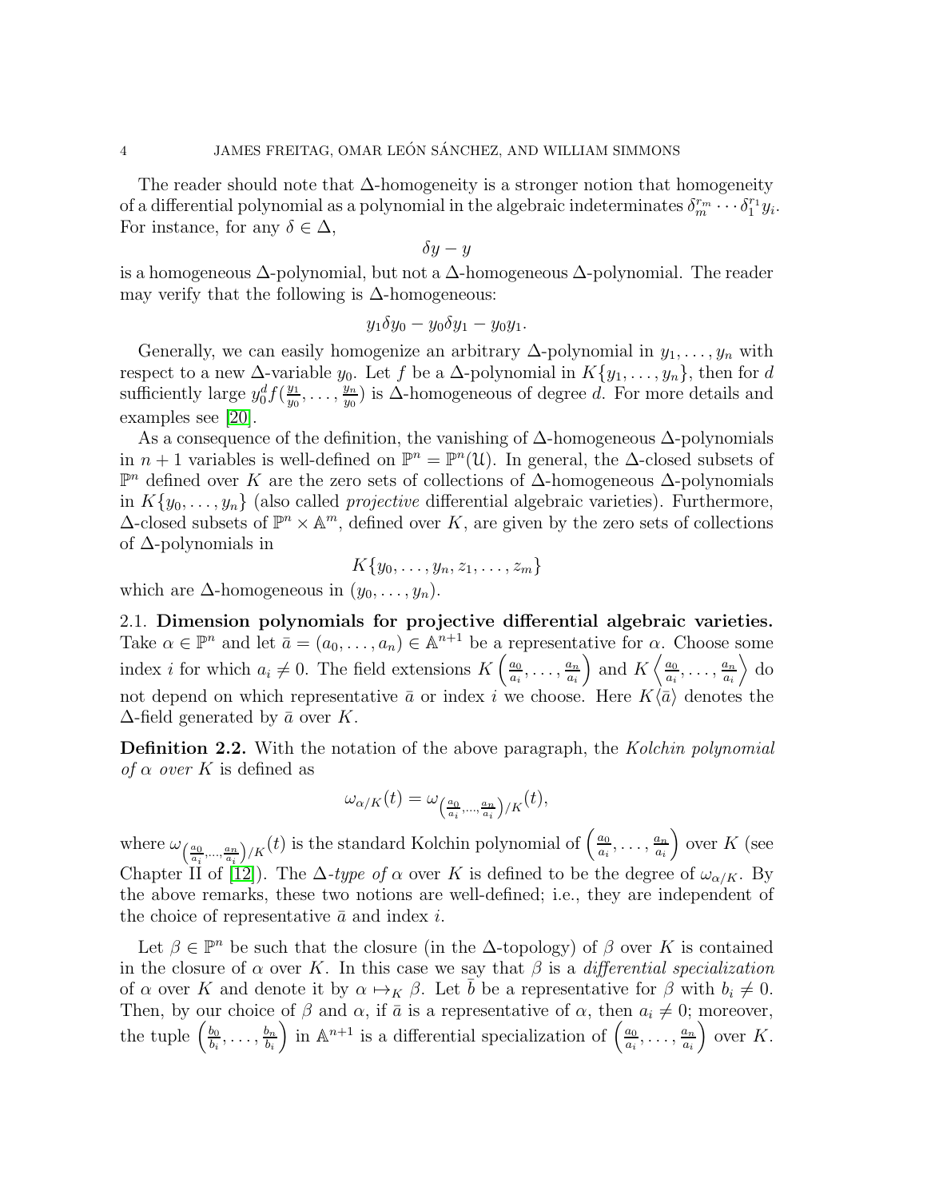The reader should note that $\Delta$-homogeneity is a stronger notion that homogeneity of a differential polynomial as a polynomial in the algebraic indeterminates $\delta_m^{r_m}\cdots\delta_1^{r_1}y_i$. For instance, for any $\delta \in \Delta$,

$$\delta y - y$$

is a homogeneous $\Delta$-polynomial, but not a $\Delta$-homogeneous $\Delta$-polynomial. The reader may verify that the following is $\Delta$-homogeneous:

$$y_1\delta y_0 - y_0\delta y_1 - y_0 y_1.$$

Generally, we can easily homogenize an arbitrary $\Delta$-polynomial in $y_1, \dots, y_n$ with respect to a new $\Delta$-variable $y_0$. Let $f$ be a $\Delta$-polynomial in $K\{y_1, \dots, y_n\}$, then for $d$ sufficiently large $y_0^d f(\frac{y_1}{y_0}, \dots, \frac{y_n}{y_0})$ is $\Delta$-homogeneous of degree $d$. For more details and examples see [20].

As a consequence of the definition, the vanishing of $\Delta$-homogeneous $\Delta$-polynomials in $n+1$ variables is well-defined on $\mathbb{P}^n = \mathbb{P}^n(\mathcal{U})$. In general, the $\Delta$-closed subsets of $\mathbb{P}^n$ defined over $K$ are the zero sets of collections of $\Delta$-homogeneous $\Delta$-polynomials in $K\{y_0, \dots, y_n\}$ (also called *projective* differential algebraic varieties). Furthermore, $\Delta$-closed subsets of $\mathbb{P}^n \times \mathbb{A}^m$, defined over $K$, are given by the zero sets of collections of $\Delta$-polynomials in

$$K\{y_0, \dots, y_n, z_1, \dots, z_m\}$$

which are $\Delta$-homogeneous in $(y_0, \dots, y_n)$.

### 2.1. Dimension polynomials for projective differential algebraic varieties.

Take $\alpha \in \mathbb{P}^n$ and let $\bar{a} = (a_0, \dots, a_n) \in \mathbb{A}^{n+1}$ be a representative for $\alpha$. Choose some index $i$ for which $a_i \neq 0$. The field extensions $K\left(\frac{a_0}{a_i}, \dots, \frac{a_n}{a_i}\right)$ and $K\left\langle\frac{a_0}{a_i}, \dots, \frac{a_n}{a_i}\right\rangle$ do not depend on which representative $\bar{a}$ or index $i$ we choose. Here $K\langle\bar{a}\rangle$ denotes the $\Delta$-field generated by $\bar{a}$ over $K$.

**Definition 2.2.** With the notation of the above paragraph, the *Kolchin polynomial of $\alpha$ over $K$* is defined as

$$\omega_{\alpha/K}(t) = \omega_{\left(\frac{a_0}{a_i}, \dots, \frac{a_n}{a_i}\right)/K}(t),$$

where $\omega_{\left(\frac{a_0}{a_i}, \dots, \frac{a_n}{a_i}\right)/K}(t)$ is the standard Kolchin polynomial of $\left(\frac{a_0}{a_i}, \dots, \frac{a_n}{a_i}\right)$ over $K$ (see Chapter II of [12]). The *$\Delta$-type of $\alpha$* over $K$ is defined to be the degree of $\omega_{\alpha/K}$. By the above remarks, these two notions are well-defined; i.e., they are independent of the choice of representative $\bar{a}$ and index $i$.

Let $\beta \in \mathbb{P}^n$ be such that the closure (in the $\Delta$-topology) of $\beta$ over $K$ is contained in the closure of $\alpha$ over $K$. In this case we say that $\beta$ is a *differential specialization* of $\alpha$ over $K$ and denote it by $\alpha \mapsto_K \beta$. Let $\bar{b}$ be a representative for $\beta$ with $b_i \neq 0$. Then, by our choice of $\beta$ and $\alpha$, if $\bar{a}$ is a representative of $\alpha$, then $a_i \neq 0$; moreover, the tuple $\left(\frac{b_0}{b_i}, \dots, \frac{b_n}{b_i}\right)$ in $\mathbb{A}^{n+1}$ is a differential specialization of $\left(\frac{a_0}{a_i}, \dots, \frac{a_n}{a_i}\right)$ over $K$.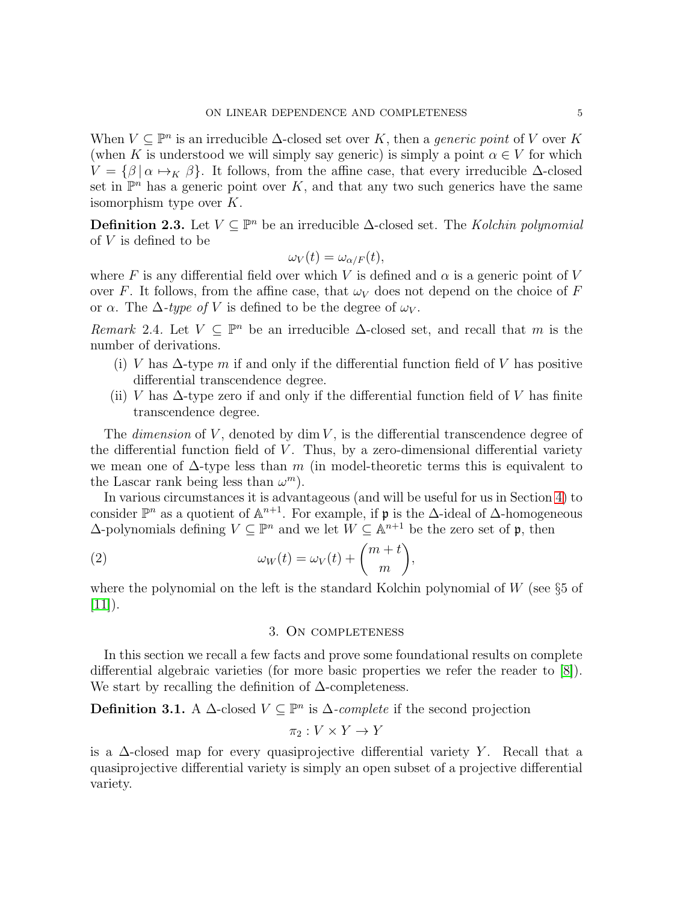When $V \subseteq \mathbb{P}^n$ is an irreducible $\Delta$-closed set over $K$, then a *generic point* of $V$ over $K$ (when $K$ is understood we will simply say generic) is simply a point $\alpha \in V$ for which $V = \{\beta \,|\, \alpha \mapsto_K \beta\}$. It follows, from the affine case, that every irreducible $\Delta$-closed set in $\mathbb{P}^n$ has a generic point over $K$, and that any two such generics have the same isomorphism type over $K$.

**Definition 2.3.** Let $V \subseteq \mathbb{P}^n$ be an irreducible $\Delta$-closed set. The *Kolchin polynomial* of $V$ is defined to be

$$\omega_V(t) = \omega_{\alpha/F}(t),$$

where $F$ is any differential field over which $V$ is defined and $\alpha$ is a generic point of $V$ over $F$. It follows, from the affine case, that $\omega_V$ does not depend on the choice of $F$ or $\alpha$. The $\Delta$*-type of* $V$ is defined to be the degree of $\omega_V$.

*Remark* 2.4. Let $V \subseteq \mathbb{P}^n$ be an irreducible $\Delta$-closed set, and recall that $m$ is the number of derivations.

(i) $V$ has $\Delta$-type $m$ if and only if the differential function field of $V$ has positive differential transcendence degree.
(ii) $V$ has $\Delta$-type zero if and only if the differential function field of $V$ has finite transcendence degree.

The *dimension* of $V$, denoted by $\dim V$, is the differential transcendence degree of the differential function field of $V$. Thus, by a zero-dimensional differential variety we mean one of $\Delta$-type less than $m$ (in model-theoretic terms this is equivalent to the Lascar rank being less than $\omega^m$).

In various circumstances it is advantageous (and will be useful for us in Section 4) to consider $\mathbb{P}^n$ as a quotient of $\mathbb{A}^{n+1}$. For example, if $\mathfrak{p}$ is the $\Delta$-ideal of $\Delta$-homogeneous $\Delta$-polynomials defining $V \subseteq \mathbb{P}^n$ and we let $W \subseteq \mathbb{A}^{n+1}$ be the zero set of $\mathfrak{p}$, then

$$\omega_W(t) = \omega_V(t) + \binom{m+t}{m}, \tag{2}$$

where the polynomial on the left is the standard Kolchin polynomial of $W$ (see §5 of [11]).

## 3. On completeness

In this section we recall a few facts and prove some foundational results on complete differential algebraic varieties (for more basic properties we refer the reader to [8]). We start by recalling the definition of $\Delta$-completeness.

**Definition 3.1.** A $\Delta$-closed $V \subseteq \mathbb{P}^n$ is $\Delta$*-complete* if the second projection

$$\pi_2 : V \times Y \to Y$$

is a $\Delta$-closed map for every quasiprojective differential variety $Y$. Recall that a quasiprojective differential variety is simply an open subset of a projective differential variety.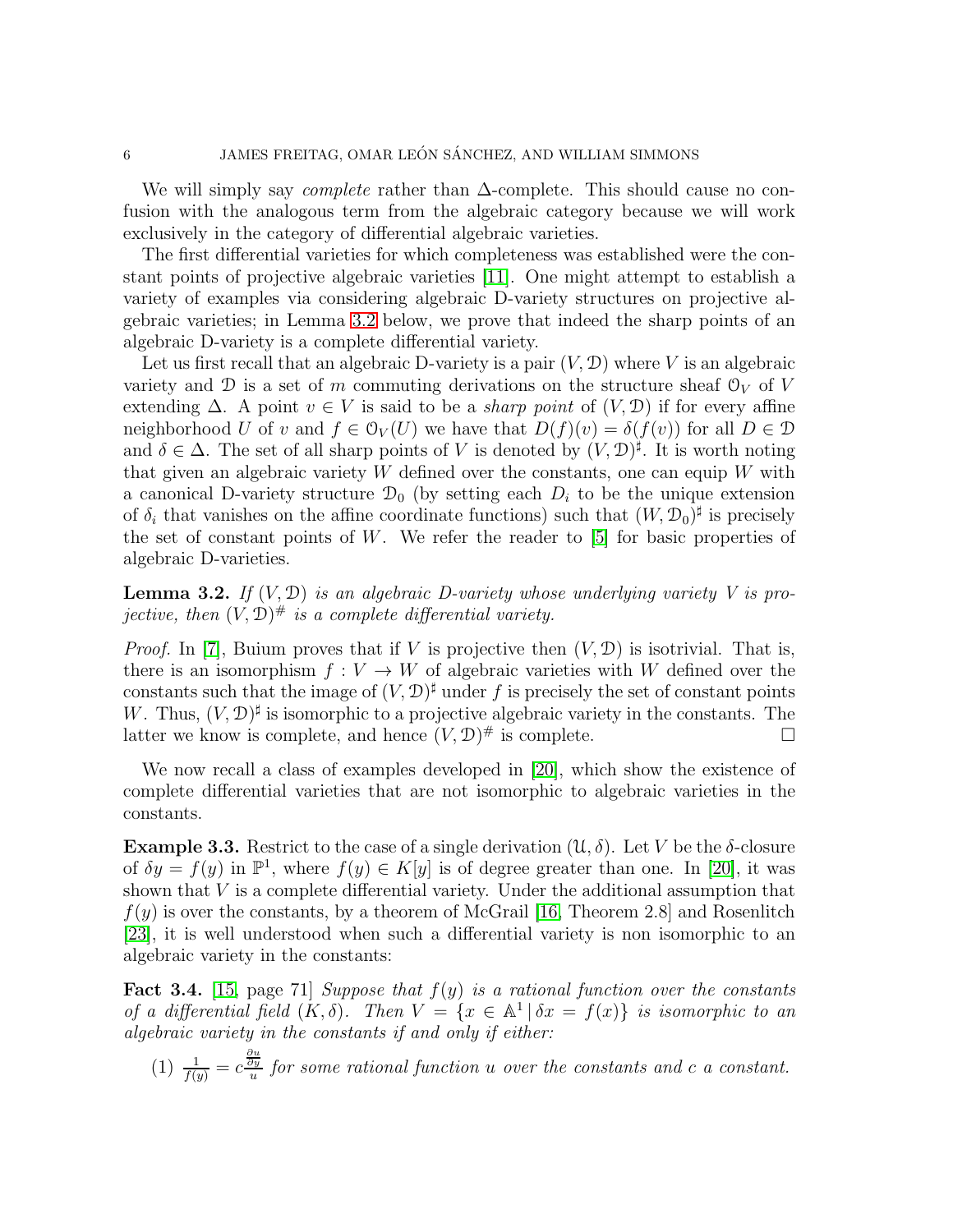We will simply say *complete* rather than $\Delta$-complete. This should cause no confusion with the analogous term from the algebraic category because we will work exclusively in the category of differential algebraic varieties.

The first differential varieties for which completeness was established were the constant points of projective algebraic varieties [11]. One might attempt to establish a variety of examples via considering algebraic D-variety structures on projective algebraic varieties; in Lemma 3.2 below, we prove that indeed the sharp points of an algebraic D-variety is a complete differential variety.

Let us first recall that an algebraic D-variety is a pair $(V, \mathcal{D})$ where $V$ is an algebraic variety and $\mathcal{D}$ is a set of $m$ commuting derivations on the structure sheaf $\mathcal{O}_V$ of $V$ extending $\Delta$. A point $v \in V$ is said to be a *sharp point* of $(V, \mathcal{D})$ if for every affine neighborhood $U$ of $v$ and $f \in \mathcal{O}_V(U)$ we have that $D(f)(v) = \delta(f(v))$ for all $D \in \mathcal{D}$ and $\delta \in \Delta$. The set of all sharp points of $V$ is denoted by $(V, \mathcal{D})^\sharp$. It is worth noting that given an algebraic variety $W$ defined over the constants, one can equip $W$ with a canonical D-variety structure $\mathcal{D}_0$ (by setting each $D_i$ to be the unique extension of $\delta_i$ that vanishes on the affine coordinate functions) such that $(W, \mathcal{D}_0)^\sharp$ is precisely the set of constant points of $W$. We refer the reader to [5] for basic properties of algebraic D-varieties.

**Lemma 3.2.** *If $(V, \mathcal{D})$ is an algebraic D-variety whose underlying variety $V$ is projective, then $(V, \mathcal{D})^\#$ is a complete differential variety.*

*Proof.* In [7], Buium proves that if $V$ is projective then $(V, \mathcal{D})$ is isotrivial. That is, there is an isomorphism $f : V \to W$ of algebraic varieties with $W$ defined over the constants such that the image of $(V, \mathcal{D})^\sharp$ under $f$ is precisely the set of constant points $W$. Thus, $(V, \mathcal{D})^\sharp$ is isomorphic to a projective algebraic variety in the constants. The latter we know is complete, and hence $(V, \mathcal{D})^\#$ is complete. □

We now recall a class of examples developed in [20], which show the existence of complete differential varieties that are not isomorphic to algebraic varieties in the constants.

**Example 3.3.** Restrict to the case of a single derivation $(\mathcal{U}, \delta)$. Let $V$ be the $\delta$-closure of $\delta y = f(y)$ in $\mathbb{P}^1$, where $f(y) \in K[y]$ is of degree greater than one. In [20], it was shown that $V$ is a complete differential variety. Under the additional assumption that $f(y)$ is over the constants, by a theorem of McGrail [16, Theorem 2.8] and Rosenlitch [23], it is well understood when such a differential variety is non isomorphic to an algebraic variety in the constants:

**Fact 3.4.** [15, page 71] *Suppose that $f(y)$ is a rational function over the constants of a differential field $(K, \delta)$. Then $V = \{x \in \mathbb{A}^1 \mid \delta x = f(x)\}$ is isomorphic to an algebraic variety in the constants if and only if either:*

(1) $\frac{1}{f(y)} = c\frac{\frac{\partial u}{\partial y}}{u}$ *for some rational function $u$ over the constants and $c$ a constant.*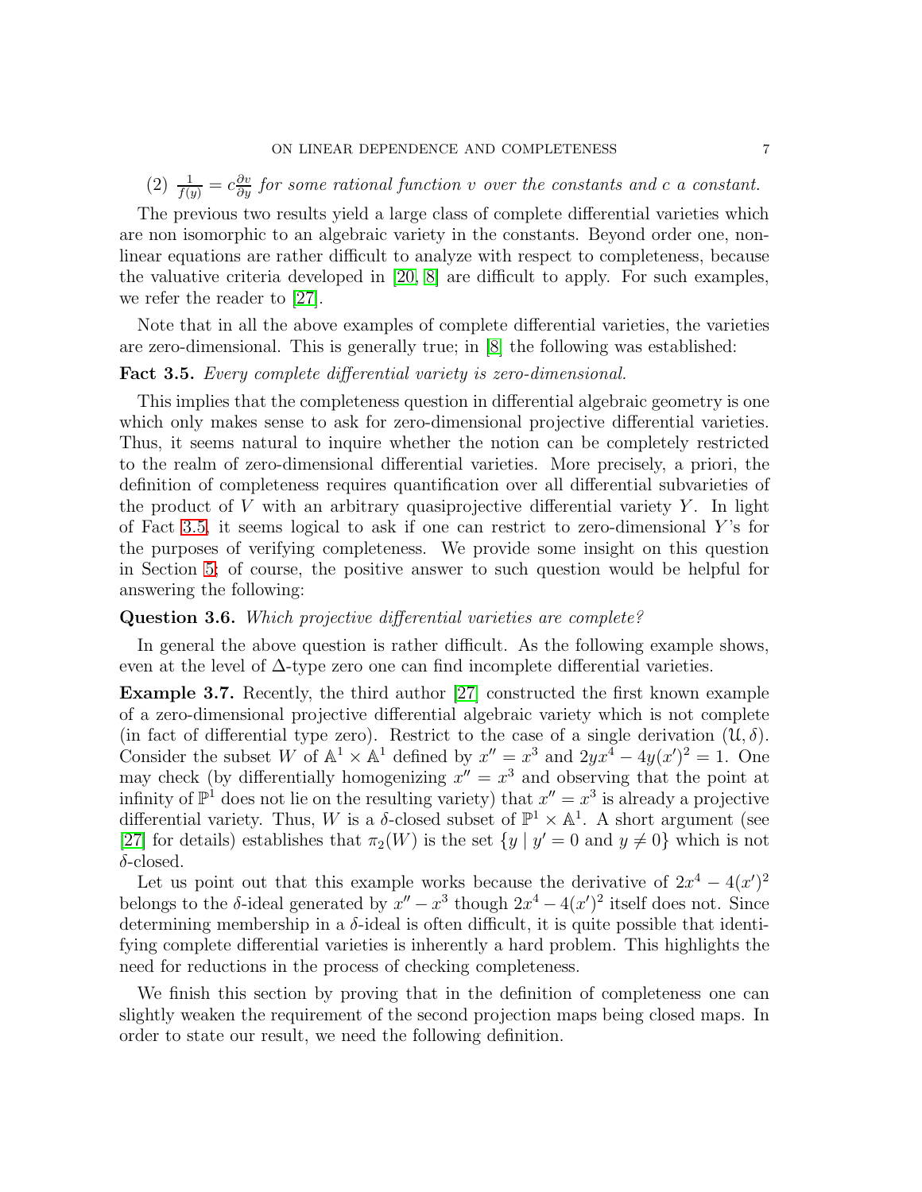(2) $\frac{1}{f(y)} = c\frac{\partial v}{\partial y}$ *for some rational function* $v$ *over the constants and* $c$ *a constant.*

The previous two results yield a large class of complete differential varieties which are non isomorphic to an algebraic variety in the constants. Beyond order one, nonlinear equations are rather difficult to analyze with respect to completeness, because the valuative criteria developed in [20, 8] are difficult to apply. For such examples, we refer the reader to [27].

Note that in all the above examples of complete differential varieties, the varieties are zero-dimensional. This is generally true; in [8] the following was established:

**Fact 3.5.** *Every complete differential variety is zero-dimensional.*

This implies that the completeness question in differential algebraic geometry is one which only makes sense to ask for zero-dimensional projective differential varieties. Thus, it seems natural to inquire whether the notion can be completely restricted to the realm of zero-dimensional differential varieties. More precisely, a priori, the definition of completeness requires quantification over all differential subvarieties of the product of $V$ with an arbitrary quasiprojective differential variety $Y$. In light of Fact 3.5, it seems logical to ask if one can restrict to zero-dimensional $Y$'s for the purposes of verifying completeness. We provide some insight on this question in Section 5; of course, the positive answer to such question would be helpful for answering the following:

**Question 3.6.** *Which projective differential varieties are complete?*

In general the above question is rather difficult. As the following example shows, even at the level of $\Delta$-type zero one can find incomplete differential varieties.

**Example 3.7.** Recently, the third author [27] constructed the first known example of a zero-dimensional projective differential algebraic variety which is not complete (in fact of differential type zero). Restrict to the case of a single derivation $(\mathcal{U}, \delta)$. Consider the subset $W$ of $\mathbb{A}^1 \times \mathbb{A}^1$ defined by $x'' = x^3$ and $2yx^4 - 4y(x')^2 = 1$. One may check (by differentially homogenizing $x'' = x^3$ and observing that the point at infinity of $\mathbb{P}^1$ does not lie on the resulting variety) that $x'' = x^3$ is already a projective differential variety. Thus, $W$ is a $\delta$-closed subset of $\mathbb{P}^1 \times \mathbb{A}^1$. A short argument (see [27] for details) establishes that $\pi_2(W)$ is the set $\{y \mid y' = 0 \text{ and } y \neq 0\}$ which is not $\delta$-closed.

Let us point out that this example works because the derivative of $2x^4 - 4(x')^2$ belongs to the $\delta$-ideal generated by $x'' - x^3$ though $2x^4 - 4(x')^2$ itself does not. Since determining membership in a $\delta$-ideal is often difficult, it is quite possible that identifying complete differential varieties is inherently a hard problem. This highlights the need for reductions in the process of checking completeness.

We finish this section by proving that in the definition of completeness one can slightly weaken the requirement of the second projection maps being closed maps. In order to state our result, we need the following definition.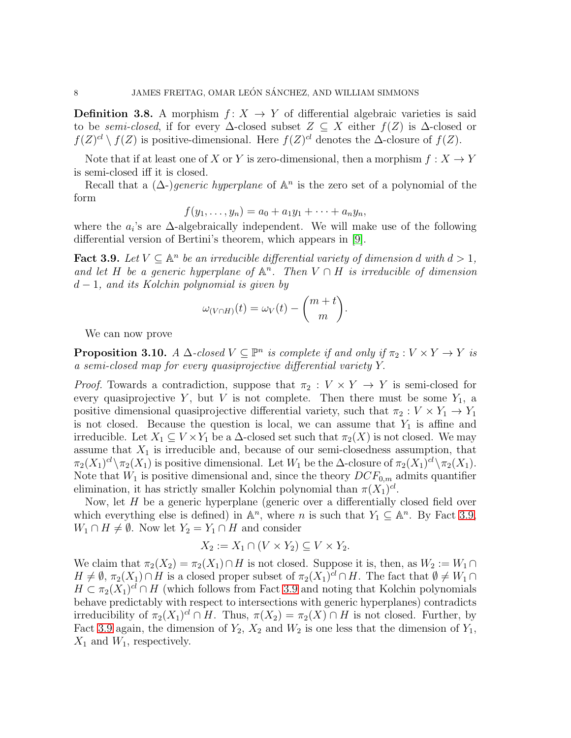**Definition 3.8.** A morphism $f\colon X \to Y$ of differential algebraic varieties is said to be *semi-closed*, if for every $\Delta$-closed subset $Z \subseteq X$ either $f(Z)$ is $\Delta$-closed or $f(Z)^{cl} \setminus f(Z)$ is positive-dimensional. Here $f(Z)^{cl}$ denotes the $\Delta$-closure of $f(Z)$.

Note that if at least one of $X$ or $Y$ is zero-dimensional, then a morphism $f : X \to Y$ is semi-closed iff it is closed.

Recall that a ($\Delta$-)*generic hyperplane* of $\mathbb{A}^n$ is the zero set of a polynomial of the form

$$f(y_1, \dots, y_n) = a_0 + a_1 y_1 + \cdots + a_n y_n,$$

where the $a_i$'s are $\Delta$-algebraically independent. We will make use of the following differential version of Bertini's theorem, which appears in [9].

**Fact 3.9.** *Let $V \subseteq \mathbb{A}^n$ be an irreducible differential variety of dimension $d$ with $d > 1$, and let $H$ be a generic hyperplane of $\mathbb{A}^n$. Then $V \cap H$ is irreducible of dimension $d-1$, and its Kolchin polynomial is given by*

$$\omega_{(V \cap H)}(t) = \omega_V(t) - \binom{m+t}{m}.$$

We can now prove

**Proposition 3.10.** *A $\Delta$-closed $V \subseteq \mathbb{P}^n$ is complete if and only if $\pi_2 : V \times Y \to Y$ is a semi-closed map for every quasiprojective differential variety $Y$.*

*Proof.* Towards a contradiction, suppose that $\pi_2 : V \times Y \to Y$ is semi-closed for every quasiprojective $Y$, but $V$ is not complete. Then there must be some $Y_1$, a positive dimensional quasiprojective differential variety, such that $\pi_2 : V \times Y_1 \to Y_1$ is not closed. Because the question is local, we can assume that $Y_1$ is affine and irreducible. Let $X_1 \subseteq V \times Y_1$ be a $\Delta$-closed set such that $\pi_2(X)$ is not closed. We may assume that $X_1$ is irreducible and, because of our semi-closedness assumption, that $\pi_2(X_1)^{cl} \setminus \pi_2(X_1)$ is positive dimensional. Let $W_1$ be the $\Delta$-closure of $\pi_2(X_1)^{cl} \setminus \pi_2(X_1)$. Note that $W_1$ is positive dimensional and, since the theory $DCF_{0,m}$ admits quantifier elimination, it has strictly smaller Kolchin polynomial than $\pi(X_1)^{cl}$.

Now, let $H$ be a generic hyperplane (generic over a differentially closed field over which everything else is defined) in $\mathbb{A}^n$, where $n$ is such that $Y_1 \subseteq \mathbb{A}^n$. By Fact 3.9, $W_1 \cap H \neq \emptyset$. Now let $Y_2 = Y_1 \cap H$ and consider

$$X_2 := X_1 \cap (V \times Y_2) \subseteq V \times Y_2.$$

We claim that $\pi_2(X_2) = \pi_2(X_1) \cap H$ is not closed. Suppose it is, then, as $W_2 := W_1 \cap H \neq \emptyset$, $\pi_2(X_1) \cap H$ is a closed proper subset of $\pi_2(X_1)^{cl} \cap H$. The fact that $\emptyset \neq W_1 \cap H \subset \pi_2(X_1)^{cl} \cap H$ (which follows from Fact 3.9 and noting that Kolchin polynomials behave predictably with respect to intersections with generic hyperplanes) contradicts irreducibility of $\pi_2(X_1)^{cl} \cap H$. Thus, $\pi(X_2) = \pi_2(X) \cap H$ is not closed. Further, by Fact 3.9 again, the dimension of $Y_2$, $X_2$ and $W_2$ is one less that the dimension of $Y_1$, $X_1$ and $W_1$, respectively.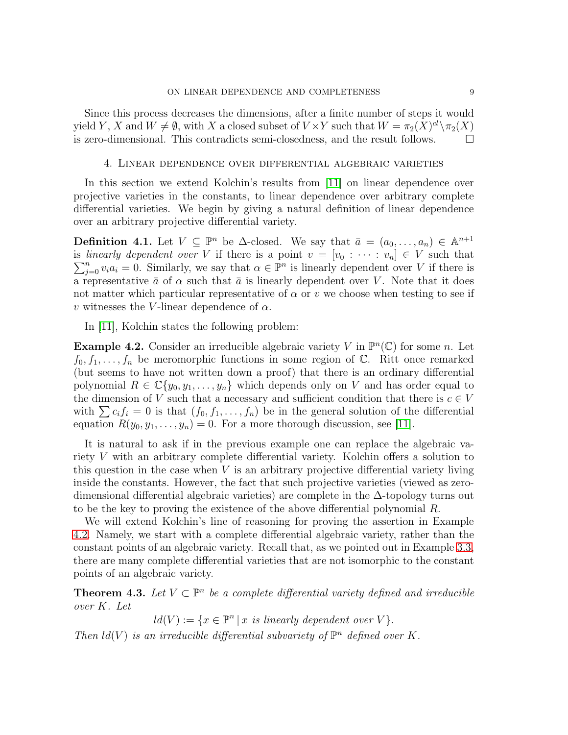Since this process decreases the dimensions, after a finite number of steps it would yield $Y$, $X$ and $W \neq \emptyset$, with $X$ a closed subset of $V \times Y$ such that $W = \pi_2(X)^{cl} \setminus \pi_2(X)$ is zero-dimensional. This contradicts semi-closedness, and the result follows. ☐

## 4. Linear dependence over differential algebraic varieties

In this section we extend Kolchin's results from [11] on linear dependence over projective varieties in the constants, to linear dependence over arbitrary complete differential varieties. We begin by giving a natural definition of linear dependence over an arbitrary projective differential variety.

**Definition 4.1.** Let $V \subseteq \mathbb{P}^n$ be $\Delta$-closed. We say that $\bar{a} = (a_0, \dots, a_n) \in \mathbb{A}^{n+1}$ is *linearly dependent over* $V$ if there is a point $v = [v_0 : \cdots : v_n] \in V$ such that $\sum_{j=0}^n v_i a_i = 0$. Similarly, we say that $\alpha \in \mathbb{P}^n$ is linearly dependent over $V$ if there is a representative $\bar{a}$ of $\alpha$ such that $\bar{a}$ is linearly dependent over $V$. Note that it does not matter which particular representative of $\alpha$ or $v$ we choose when testing to see if $v$ witnesses the $V$-linear dependence of $\alpha$.

In [11], Kolchin states the following problem:

**Example 4.2.** Consider an irreducible algebraic variety $V$ in $\mathbb{P}^n(\mathbb{C})$ for some $n$. Let $f_0, f_1, \dots, f_n$ be meromorphic functions in some region of $\mathbb{C}$. Ritt once remarked (but seems to have not written down a proof) that there is an ordinary differential polynomial $R \in \mathbb{C}\{y_0, y_1, \dots, y_n\}$ which depends only on $V$ and has order equal to the dimension of $V$ such that a necessary and sufficient condition that there is $c \in V$ with $\sum c_i f_i = 0$ is that $(f_0, f_1, \dots, f_n)$ be in the general solution of the differential equation $R(y_0, y_1, \dots, y_n) = 0$. For a more thorough discussion, see [11].

It is natural to ask if in the previous example one can replace the algebraic variety $V$ with an arbitrary complete differential variety. Kolchin offers a solution to this question in the case when $V$ is an arbitrary projective differential variety living inside the constants. However, the fact that such projective varieties (viewed as zero-dimensional differential algebraic varieties) are complete in the $\Delta$-topology turns out to be the key to proving the existence of the above differential polynomial $R$.

We will extend Kolchin's line of reasoning for proving the assertion in Example 4.2. Namely, we start with a complete differential algebraic variety, rather than the constant points of an algebraic variety. Recall that, as we pointed out in Example 3.3, there are many complete differential varieties that are not isomorphic to the constant points of an algebraic variety.

**Theorem 4.3.** *Let $V \subset \mathbb{P}^n$ be a complete differential variety defined and irreducible over $K$. Let*

$$ld(V) := \{x \in \mathbb{P}^n \mid x \text{ is linearly dependent over } V\}.$$

*Then $ld(V)$ is an irreducible differential subvariety of $\mathbb{P}^n$ defined over $K$.*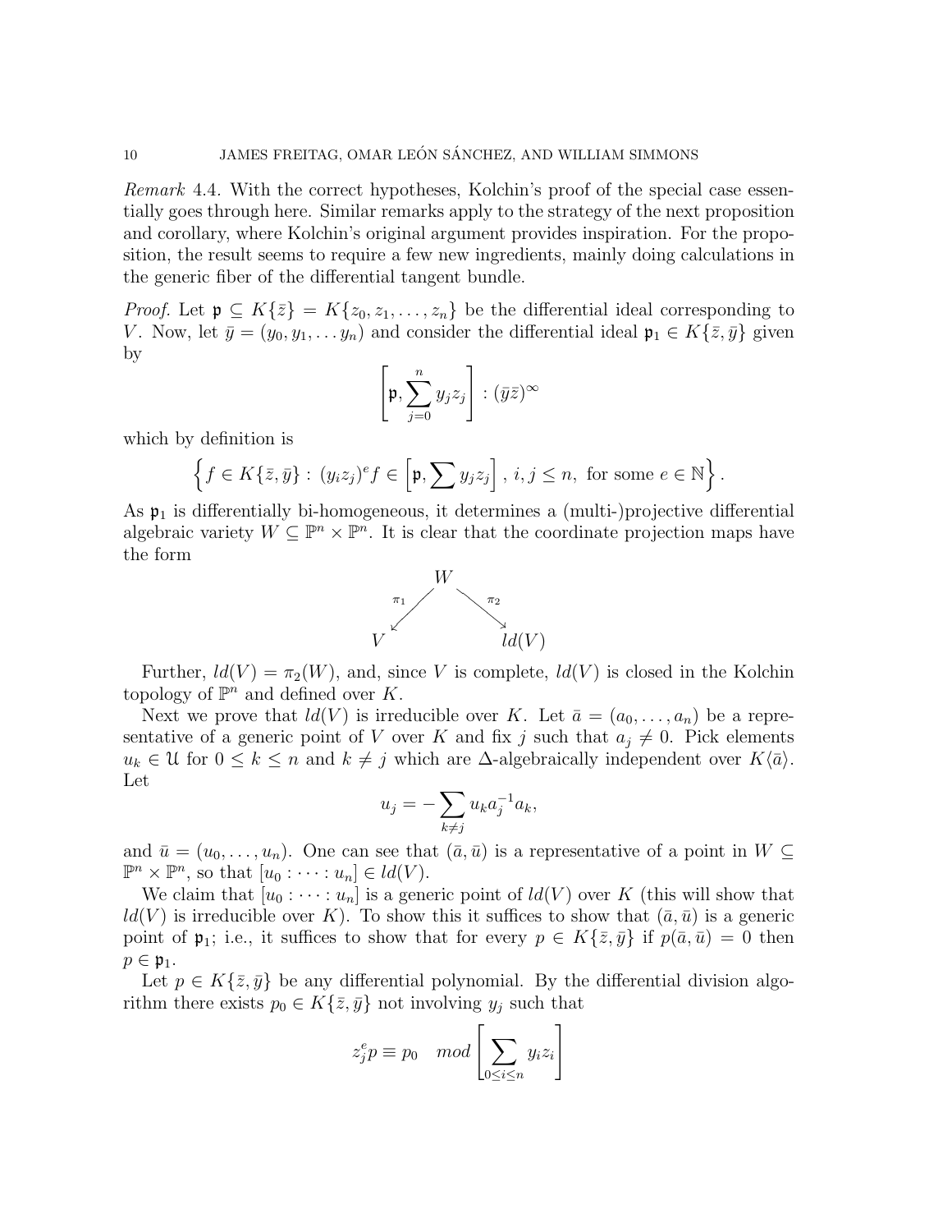*Remark* 4.4. With the correct hypotheses, Kolchin's proof of the special case essentially goes through here. Similar remarks apply to the strategy of the next proposition and corollary, where Kolchin's original argument provides inspiration. For the proposition, the result seems to require a few new ingredients, mainly doing calculations in the generic fiber of the differential tangent bundle.

*Proof.* Let $\mathfrak{p} \subseteq K\{\bar{z}\} = K\{z_0, z_1, \ldots, z_n\}$ be the differential ideal corresponding to $V$. Now, let $\bar{y} = (y_0, y_1, \ldots y_n)$ and consider the differential ideal $\mathfrak{p}_1 \in K\{\bar{z}, \bar{y}\}$ given by

$$\left[\mathfrak{p}, \sum_{j=0}^{n} y_j z_j\right] : (\bar{y}\bar{z})^\infty$$

which by definition is

$$\left\{ f \in K\{\bar{z}, \bar{y}\} : (y_i z_j)^e f \in \left[\mathfrak{p}, \sum y_j z_j\right],\ i, j \leq n, \text{ for some } e \in \mathbb{N} \right\}.$$

As $\mathfrak{p}_1$ is differentially bi-homogeneous, it determines a (multi-)projective differential algebraic variety $W \subseteq \mathbb{P}^n \times \mathbb{P}^n$. It is clear that the coordinate projection maps have the form

$$V \xleftarrow{\ \pi_1\ } W \xrightarrow{\ \pi_2\ } ld(V)$$

Further, $ld(V) = \pi_2(W)$, and, since $V$ is complete, $ld(V)$ is closed in the Kolchin topology of $\mathbb{P}^n$ and defined over $K$.

Next we prove that $ld(V)$ is irreducible over $K$. Let $\bar{a} = (a_0, \ldots, a_n)$ be a representative of a generic point of $V$ over $K$ and fix $j$ such that $a_j \neq 0$. Pick elements $u_k \in \mathcal{U}$ for $0 \leq k \leq n$ and $k \neq j$ which are $\Delta$-algebraically independent over $K\langle \bar{a} \rangle$. Let

$$u_j = -\sum_{k \neq j} u_k a_j^{-1} a_k,$$

and $\bar{u} = (u_0, \ldots, u_n)$. One can see that $(\bar{a}, \bar{u})$ is a representative of a point in $W \subseteq \mathbb{P}^n \times \mathbb{P}^n$, so that $[u_0 : \cdots : u_n] \in ld(V)$.

We claim that $[u_0 : \cdots : u_n]$ is a generic point of $ld(V)$ over $K$ (this will show that $ld(V)$ is irreducible over $K$). To show this it suffices to show that $(\bar{a}, \bar{u})$ is a generic point of $\mathfrak{p}_1$; i.e., it suffices to show that for every $p \in K\{\bar{z}, \bar{y}\}$ if $p(\bar{a}, \bar{u}) = 0$ then $p \in \mathfrak{p}_1$.

Let $p \in K\{\bar{z}, \bar{y}\}$ be any differential polynomial. By the differential division algorithm there exists $p_0 \in K\{\bar{z}, \bar{y}\}$ not involving $y_j$ such that

$$z_j^e p \equiv p_0 \quad mod \left[\sum_{0 \leq i \leq n} y_i z_i\right]$$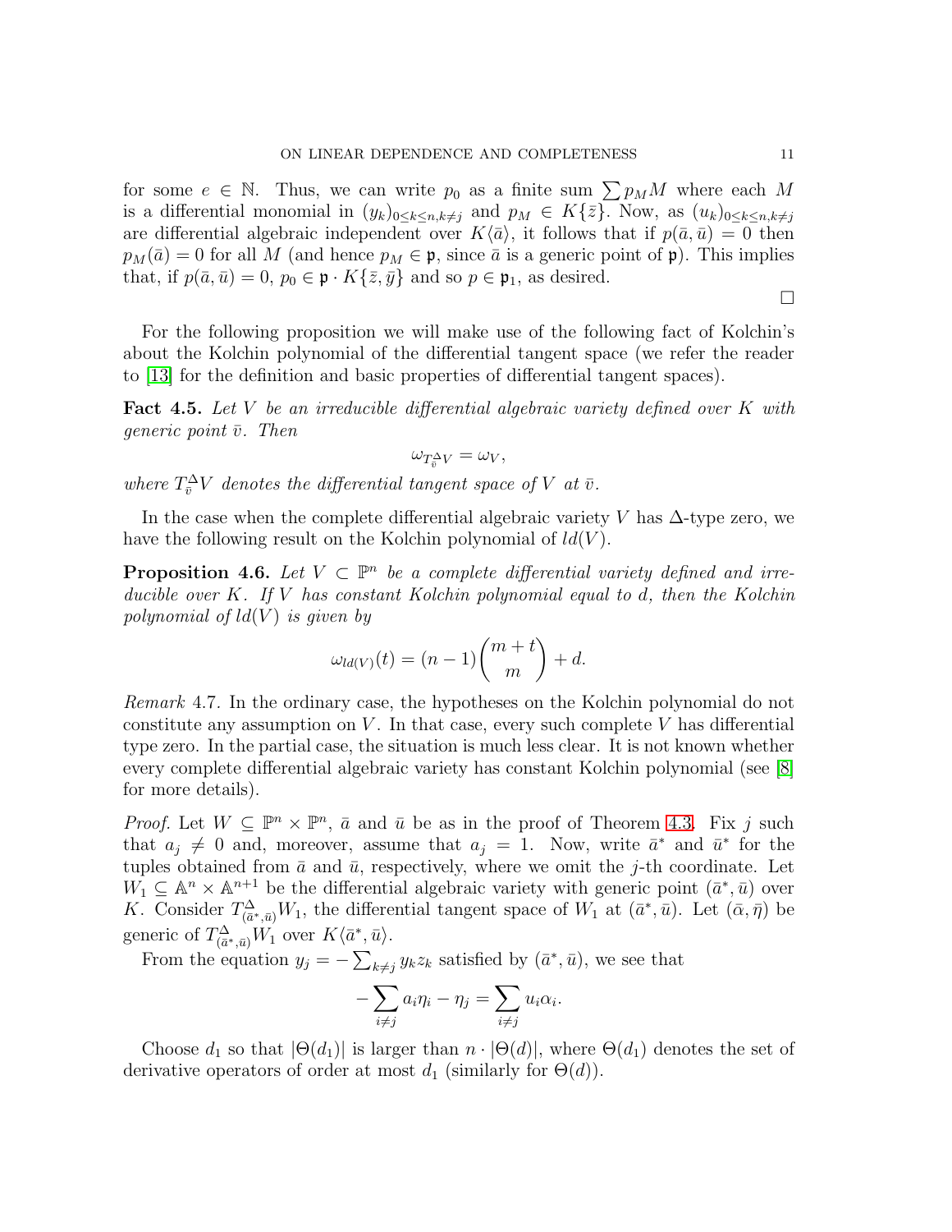for some $e \in \mathbb{N}$. Thus, we can write $p_0$ as a finite sum $\sum p_M M$ where each $M$ is a differential monomial in $(y_k)_{0\leq k\leq n, k\neq j}$ and $p_M \in K\{\bar{z}\}$. Now, as $(u_k)_{0\leq k\leq n,k\neq j}$ are differential algebraic independent over $K\langle \bar{a}\rangle$, it follows that if $p(\bar{a},\bar{u}) = 0$ then $p_M(\bar{a}) = 0$ for all $M$ (and hence $p_M \in \mathfrak{p}$, since $\bar{a}$ is a generic point of $\mathfrak{p}$). This implies that, if $p(\bar{a},\bar{u}) = 0$, $p_0 \in \mathfrak{p} \cdot K\{\bar{z},\bar{y}\}$ and so $p \in \mathfrak{p}_1$, as desired.

□

For the following proposition we will make use of the following fact of Kolchin's about the Kolchin polynomial of the differential tangent space (we refer the reader to [13] for the definition and basic properties of differential tangent spaces).

**Fact 4.5.** *Let $V$ be an irreducible differential algebraic variety defined over $K$ with generic point $\bar{v}$. Then*

$$\omega_{T^{\Delta}_{\bar{v}}V} = \omega_V,$$

*where $T^{\Delta}_{\bar{v}}V$ denotes the differential tangent space of $V$ at $\bar{v}$.*

In the case when the complete differential algebraic variety $V$ has $\Delta$-type zero, we have the following result on the Kolchin polynomial of $ld(V)$.

**Proposition 4.6.** *Let $V \subset \mathbb{P}^n$ be a complete differential variety defined and irreducible over $K$. If $V$ has constant Kolchin polynomial equal to $d$, then the Kolchin polynomial of $ld(V)$ is given by*

$$\omega_{ld(V)}(t) = (n-1)\binom{m+t}{m} + d.$$

*Remark* 4.7. In the ordinary case, the hypotheses on the Kolchin polynomial do not constitute any assumption on $V$. In that case, every such complete $V$ has differential type zero. In the partial case, the situation is much less clear. It is not known whether every complete differential algebraic variety has constant Kolchin polynomial (see [8] for more details).

*Proof.* Let $W \subseteq \mathbb{P}^n \times \mathbb{P}^n$, $\bar{a}$ and $\bar{u}$ be as in the proof of Theorem 4.3. Fix $j$ such that $a_j \neq 0$ and, moreover, assume that $a_j = 1$. Now, write $\bar{a}^*$ and $\bar{u}^*$ for the tuples obtained from $\bar{a}$ and $\bar{u}$, respectively, where we omit the $j$-th coordinate. Let $W_1 \subseteq \mathbb{A}^n \times \mathbb{A}^{n+1}$ be the differential algebraic variety with generic point $(\bar{a}^*,\bar{u})$ over $K$. Consider $T^{\Delta}_{(\bar{a}^*,\bar{u})}W_1$, the differential tangent space of $W_1$ at $(\bar{a}^*,\bar{u})$. Let $(\bar{\alpha},\bar{\eta})$ be generic of $T^{\Delta}_{(\bar{a}^*,\bar{u})}W_1$ over $K\langle \bar{a}^*,\bar{u}\rangle$.

From the equation $y_j = -\sum_{k\neq j} y_k z_k$ satisfied by $(\bar{a}^*,\bar{u})$, we see that

$$-\sum_{i\neq j} a_i\eta_i - \eta_j = \sum_{i\neq j} u_i\alpha_i.$$

Choose $d_1$ so that $|\Theta(d_1)|$ is larger than $n \cdot |\Theta(d)|$, where $\Theta(d_1)$ denotes the set of derivative operators of order at most $d_1$ (similarly for $\Theta(d)$).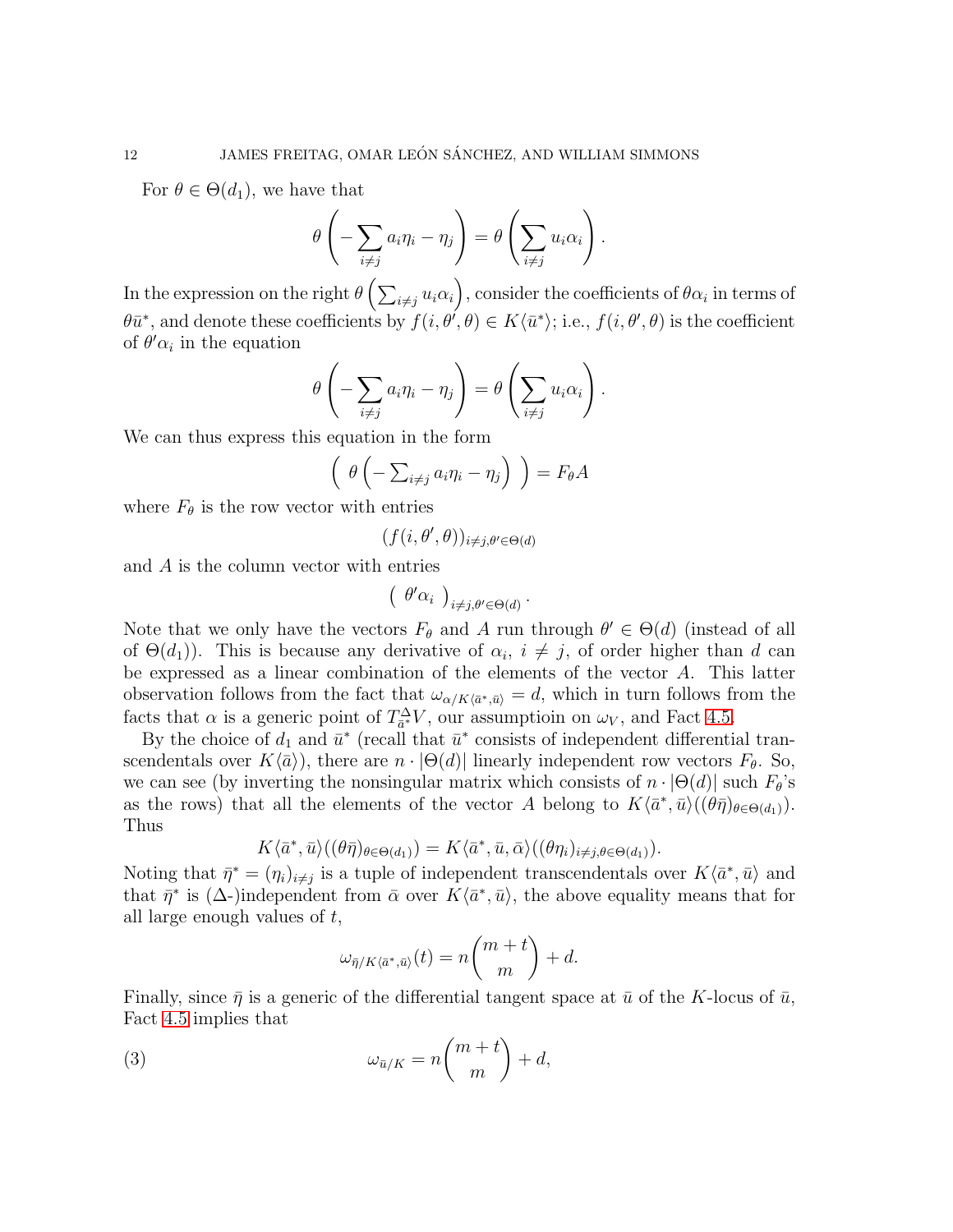For $\theta \in \Theta(d_1)$, we have that

$$\theta\left(-\sum_{i\neq j} a_i\eta_i - \eta_j\right) = \theta\left(\sum_{i\neq j} u_i\alpha_i\right).$$

In the expression on the right $\theta\left(\sum_{i\neq j} u_i\alpha_i\right)$, consider the coefficients of $\theta\alpha_i$ in terms of $\theta\bar{u}^*$, and denote these coefficients by $f(i,\theta',\theta) \in K\langle\bar{u}^*\rangle$; i.e., $f(i,\theta',\theta)$ is the coefficient of $\theta'\alpha_i$ in the equation

$$\theta\left(-\sum_{i\neq j} a_i\eta_i - \eta_j\right) = \theta\left(\sum_{i\neq j} u_i\alpha_i\right).$$

We can thus express this equation in the form

$$\left(\ \theta\left(-\sum_{i\neq j} a_i\eta_i - \eta_j\right)\ \right) = F_\theta A$$

where $F_\theta$ is the row vector with entries

$$(f(i,\theta',\theta))_{i\neq j,\theta'\in\Theta(d)}$$

and $A$ is the column vector with entries

$$\left(\ \theta'\alpha_i\ \right)_{i\neq j,\theta'\in\Theta(d)}.$$

Note that we only have the vectors $F_\theta$ and $A$ run through $\theta' \in \Theta(d)$ (instead of all of $\Theta(d_1)$). This is because any derivative of $\alpha_i$, $i \neq j$, of order higher than $d$ can be expressed as a linear combination of the elements of the vector $A$. This latter observation follows from the fact that $\omega_{\alpha/K\langle\bar{a}^*,\bar{u}\rangle} = d$, which in turn follows from the facts that $\alpha$ is a generic point of $T^\Delta_{\bar{a}^*}V$, our assumptioin on $\omega_V$, and Fact 4.5.

By the choice of $d_1$ and $\bar{u}^*$ (recall that $\bar{u}^*$ consists of independent differential transcendentals over $K\langle\bar{a}\rangle$), there are $n\cdot|\Theta(d)|$ linearly independent row vectors $F_\theta$. So, we can see (by inverting the nonsingular matrix which consists of $n\cdot|\Theta(d)|$ such $F_\theta$'s as the rows) that all the elements of the vector $A$ belong to $K\langle\bar{a}^*,\bar{u}\rangle((\theta\bar{\eta})_{\theta\in\Theta(d_1)})$. Thus

$$K\langle\bar{a}^*,\bar{u}\rangle((\theta\bar{\eta})_{\theta\in\Theta(d_1)}) = K\langle\bar{a}^*,\bar{u},\bar{\alpha}\rangle((\theta\eta_i)_{i\neq j,\theta\in\Theta(d_1)}).$$

Noting that $\bar{\eta}^* = (\eta_i)_{i\neq j}$ is a tuple of independent transcendentals over $K\langle\bar{a}^*,\bar{u}\rangle$ and that $\bar{\eta}^*$ is ($\Delta$-)independent from $\bar{\alpha}$ over $K\langle\bar{a}^*,\bar{u}\rangle$, the above equality means that for all large enough values of $t$,

$$\omega_{\bar{\eta}/K\langle\bar{a}^*,\bar{u}\rangle}(t) = n\binom{m+t}{m} + d.$$

Finally, since $\bar{\eta}$ is a generic of the differential tangent space at $\bar{u}$ of the $K$-locus of $\bar{u}$, Fact 4.5 implies that

$$\omega_{\bar{u}/K} = n\binom{m+t}{m} + d, \tag{3}$$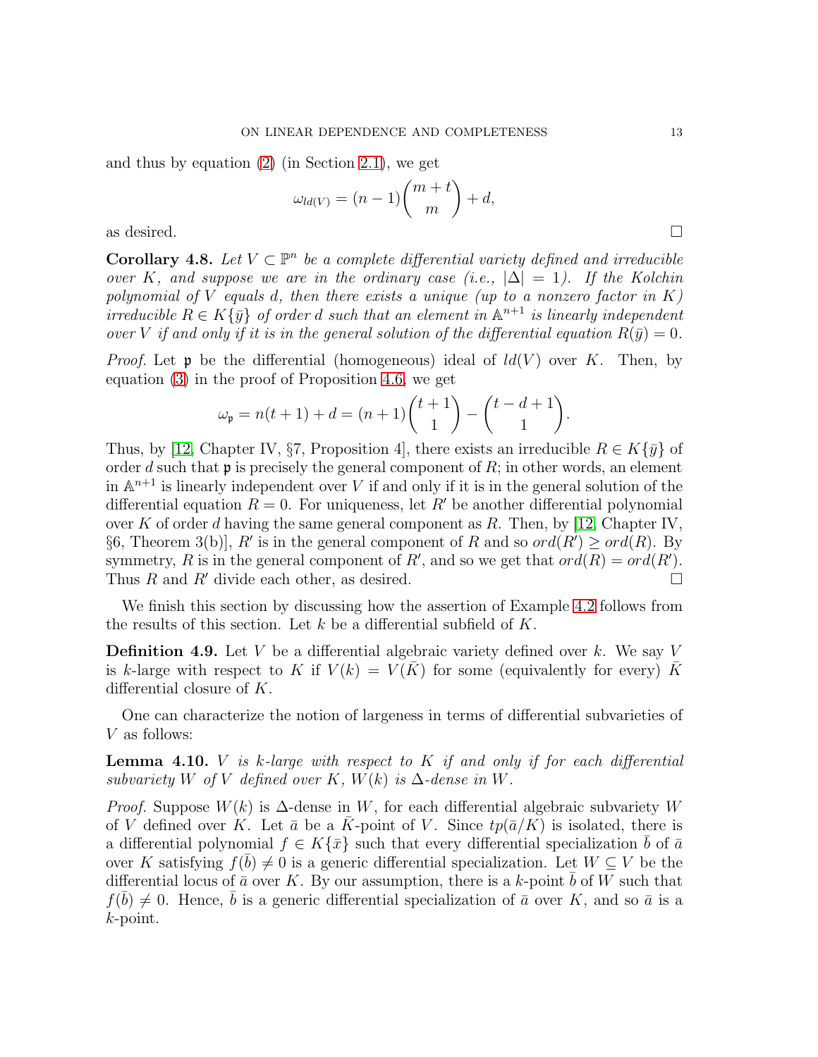and thus by equation (2) (in Section 2.1), we get

$$\omega_{ld(V)} = (n-1)\binom{m+t}{m} + d,$$

as desired. □

**Corollary 4.8.** *Let $V \subset \mathbb{P}^n$ be a complete differential variety defined and irreducible over $K$, and suppose we are in the ordinary case (i.e., $|\Delta| = 1$). If the Kolchin polynomial of $V$ equals $d$, then there exists a unique (up to a nonzero factor in $K$) irreducible $R \in K\{\bar{y}\}$ of order $d$ such that an element in $\mathbb{A}^{n+1}$ is linearly independent over $V$ if and only if it is in the general solution of the differential equation $R(\bar{y}) = 0$.*

*Proof.* Let $\mathfrak{p}$ be the differential (homogeneous) ideal of $ld(V)$ over $K$. Then, by equation (3) in the proof of Proposition 4.6, we get

$$\omega_{\mathfrak{p}} = n(t+1) + d = (n+1)\binom{t+1}{1} - \binom{t-d+1}{1}.$$

Thus, by [12, Chapter IV, §7, Proposition 4], there exists an irreducible $R \in K\{\bar{y}\}$ of order $d$ such that $\mathfrak{p}$ is precisely the general component of $R$; in other words, an element in $\mathbb{A}^{n+1}$ is linearly independent over $V$ if and only if it is in the general solution of the differential equation $R = 0$. For uniqueness, let $R'$ be another differential polynomial over $K$ of order $d$ having the same general component as $R$. Then, by [12, Chapter IV, §6, Theorem 3(b)], $R'$ is in the general component of $R$ and so $ord(R') \geq ord(R)$. By symmetry, $R$ is in the general component of $R'$, and so we get that $ord(R) = ord(R')$. Thus $R$ and $R'$ divide each other, as desired. □

We finish this section by discussing how the assertion of Example 4.2 follows from the results of this section. Let $k$ be a differential subfield of $K$.

**Definition 4.9.** Let $V$ be a differential algebraic variety defined over $k$. We say $V$ is $k$-large with respect to $K$ if $V(k) = V(\bar{K})$ for some (equivalently for every) $\bar{K}$ differential closure of $K$.

One can characterize the notion of largeness in terms of differential subvarieties of $V$ as follows:

**Lemma 4.10.** *$V$ is $k$-large with respect to $K$ if and only if for each differential subvariety $W$ of $V$ defined over $K$, $W(k)$ is $\Delta$-dense in $W$.*

*Proof.* Suppose $W(k)$ is $\Delta$-dense in $W$, for each differential algebraic subvariety $W$ of $V$ defined over $K$. Let $\bar{a}$ be a $\bar{K}$-point of $V$. Since $tp(\bar{a}/K)$ is isolated, there is a differential polynomial $f \in K\{\bar{x}\}$ such that every differential specialization $\bar{b}$ of $\bar{a}$ over $K$ satisfying $f(\bar{b}) \neq 0$ is a generic differential specialization. Let $W \subseteq V$ be the differential locus of $\bar{a}$ over $K$. By our assumption, there is a $k$-point $\bar{b}$ of $W$ such that $f(\bar{b}) \neq 0$. Hence, $\bar{b}$ is a generic differential specialization of $\bar{a}$ over $K$, and so $\bar{a}$ is a $k$-point.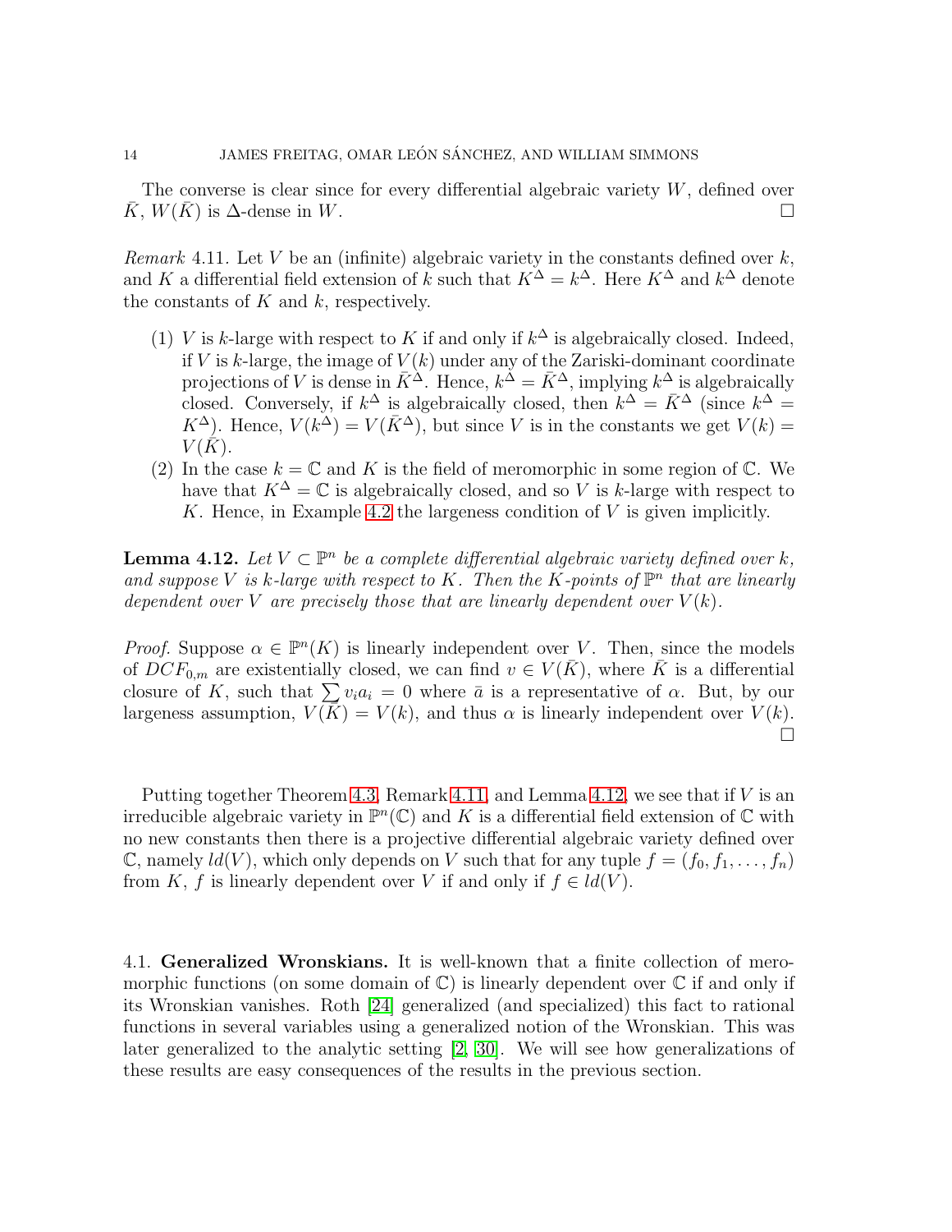The converse is clear since for every differential algebraic variety $W$, defined over $\bar{K}$, $W(\bar{K})$ is $\Delta$-dense in $W$. $\square$

*Remark* 4.11. Let $V$ be an (infinite) algebraic variety in the constants defined over $k$, and $K$ a differential field extension of $k$ such that $K^\Delta = k^\Delta$. Here $K^\Delta$ and $k^\Delta$ denote the constants of $K$ and $k$, respectively.

1. $V$ is $k$-large with respect to $K$ if and only if $k^\Delta$ is algebraically closed. Indeed, if $V$ is $k$-large, the image of $V(k)$ under any of the Zariski-dominant coordinate projections of $V$ is dense in $\bar{K}^\Delta$. Hence, $k^\Delta = \bar{K}^\Delta$, implying $k^\Delta$ is algebraically closed. Conversely, if $k^\Delta$ is algebraically closed, then $k^\Delta = \bar{K}^\Delta$ (since $k^\Delta = K^\Delta$). Hence, $V(k^\Delta) = V(\bar{K}^\Delta)$, but since $V$ is in the constants we get $V(k) = V(\bar{K})$.
2. In the case $k = \mathbb{C}$ and $K$ is the field of meromorphic in some region of $\mathbb{C}$. We have that $K^\Delta = \mathbb{C}$ is algebraically closed, and so $V$ is $k$-large with respect to $K$. Hence, in Example 4.2 the largeness condition of $V$ is given implicitly.

**Lemma 4.12.** *Let $V \subset \mathbb{P}^n$ be a complete differential algebraic variety defined over $k$, and suppose $V$ is $k$-large with respect to $K$. Then the $K$-points of $\mathbb{P}^n$ that are linearly dependent over $V$ are precisely those that are linearly dependent over $V(k)$.*

*Proof.* Suppose $\alpha \in \mathbb{P}^n(K)$ is linearly independent over $V$. Then, since the models of $DCF_{0,m}$ are existentially closed, we can find $v \in V(\bar{K})$, where $\bar{K}$ is a differential closure of $K$, such that $\sum v_i a_i = 0$ where $\bar{a}$ is a representative of $\alpha$. But, by our largeness assumption, $V(\bar{K}) = V(k)$, and thus $\alpha$ is linearly independent over $V(k)$. $\square$

Putting together Theorem 4.3, Remark 4.11, and Lemma 4.12, we see that if $V$ is an irreducible algebraic variety in $\mathbb{P}^n(\mathbb{C})$ and $K$ is a differential field extension of $\mathbb{C}$ with no new constants then there is a projective differential algebraic variety defined over $\mathbb{C}$, namely $ld(V)$, which only depends on $V$ such that for any tuple $f = (f_0, f_1, \dots, f_n)$ from $K$, $f$ is linearly dependent over $V$ if and only if $f \in ld(V)$.

## 4.1. Generalized Wronskians.

It is well-known that a finite collection of meromorphic functions (on some domain of $\mathbb{C}$) is linearly dependent over $\mathbb{C}$ if and only if its Wronskian vanishes. Roth [24] generalized (and specialized) this fact to rational functions in several variables using a generalized notion of the Wronskian. This was later generalized to the analytic setting [2, 30]. We will see how generalizations of these results are easy consequences of the results in the previous section.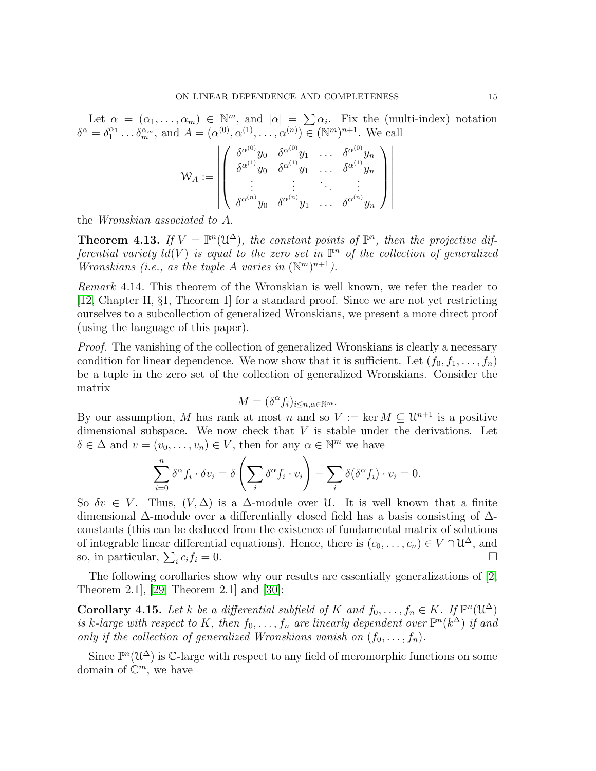Let $\alpha = (\alpha_1, \ldots, \alpha_m) \in \mathbb{N}^m$, and $|\alpha| = \sum \alpha_i$. Fix the (multi-index) notation $\delta^\alpha = \delta_1^{\alpha_1} \ldots \delta_m^{\alpha_m}$, and $A = (\alpha^{(0)}, \alpha^{(1)}, \ldots, \alpha^{(n)}) \in (\mathbb{N}^m)^{n+1}$. We call

$$\mathcal{W}_A := \left| \begin{pmatrix} \delta^{\alpha^{(0)}} y_0 & \delta^{\alpha^{(0)}} y_1 & \ldots & \delta^{\alpha^{(0)}} y_n \\ \delta^{\alpha^{(1)}} y_0 & \delta^{\alpha^{(1)}} y_1 & \ldots & \delta^{\alpha^{(1)}} y_n \\ \vdots & \vdots & \ddots & \vdots \\ \delta^{\alpha^{(n)}} y_0 & \delta^{\alpha^{(n)}} y_1 & \ldots & \delta^{\alpha^{(n)}} y_n \end{pmatrix} \right|$$

the *Wronskian associated to* $A$.

**Theorem 4.13.** *If $V = \mathbb{P}^n(\mathcal{U}^\Delta)$, the constant points of $\mathbb{P}^n$, then the projective differential variety $ld(V)$ is equal to the zero set in $\mathbb{P}^n$ of the collection of generalized Wronskians (i.e., as the tuple $A$ varies in $(\mathbb{N}^m)^{n+1}$).*

*Remark* 4.14. This theorem of the Wronskian is well known, we refer the reader to [12, Chapter II, §1, Theorem 1] for a standard proof. Since we are not yet restricting ourselves to a subcollection of generalized Wronskians, we present a more direct proof (using the language of this paper).

*Proof.* The vanishing of the collection of generalized Wronskians is clearly a necessary condition for linear dependence. We now show that it is sufficient. Let $(f_0, f_1, \ldots, f_n)$ be a tuple in the zero set of the collection of generalized Wronskians. Consider the matrix

$$M = (\delta^\alpha f_i)_{i \leq n, \alpha \in \mathbb{N}^m}.$$

By our assumption, $M$ has rank at most $n$ and so $V := \ker M \subseteq \mathcal{U}^{n+1}$ is a positive dimensional subspace. We now check that $V$ is stable under the derivations. Let $\delta \in \Delta$ and $v = (v_0, \ldots, v_n) \in V$, then for any $\alpha \in \mathbb{N}^m$ we have

$$\sum_{i=0}^{n} \delta^\alpha f_i \cdot \delta v_i = \delta \left( \sum_i \delta^\alpha f_i \cdot v_i \right) - \sum_i \delta(\delta^\alpha f_i) \cdot v_i = 0.$$

So $\delta v \in V$. Thus, $(V, \Delta)$ is a $\Delta$-module over $\mathcal{U}$. It is well known that a finite dimensional $\Delta$-module over a differentially closed field has a basis consisting of $\Delta$-constants (this can be deduced from the existence of fundamental matrix of solutions of integrable linear differential equations). Hence, there is $(c_0, \ldots, c_n) \in V \cap \mathcal{U}^\Delta$, and so, in particular, $\sum_i c_i f_i = 0$. $\square$

The following corollaries show why our results are essentially generalizations of [2, Theorem 2.1], [29, Theorem 2.1] and [30]:

**Corollary 4.15.** *Let $k$ be a differential subfield of $K$ and $f_0, \ldots, f_n \in K$. If $\mathbb{P}^n(\mathcal{U}^\Delta)$ is $k$-large with respect to $K$, then $f_0, \ldots, f_n$ are linearly dependent over $\mathbb{P}^n(k^\Delta)$ if and only if the collection of generalized Wronskians vanish on $(f_0, \ldots, f_n)$.*

Since $\mathbb{P}^n(\mathcal{U}^\Delta)$ is $\mathbb{C}$-large with respect to any field of meromorphic functions on some domain of $\mathbb{C}^m$, we have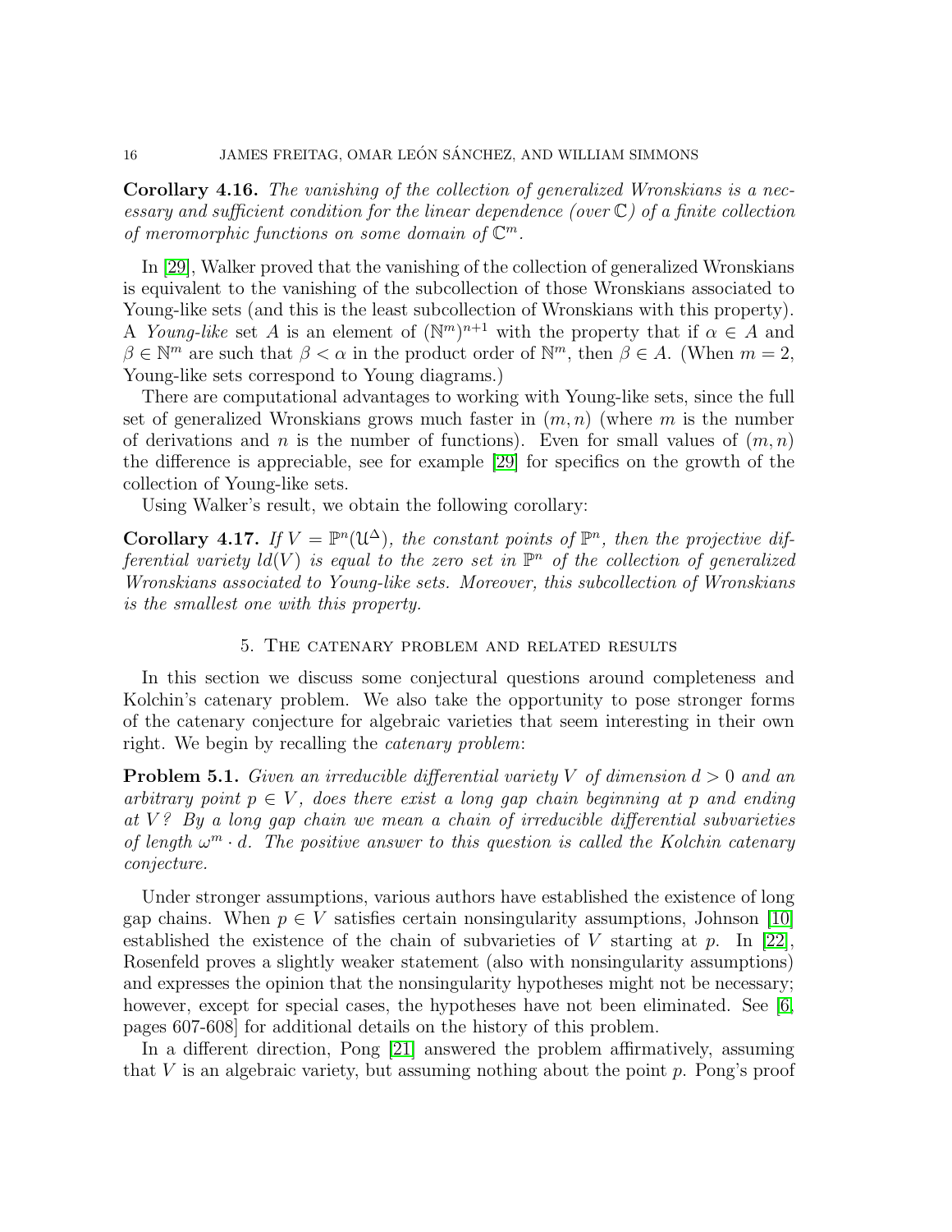**Corollary 4.16.** *The vanishing of the collection of generalized Wronskians is a necessary and sufficient condition for the linear dependence (over $\mathbb{C}$) of a finite collection of meromorphic functions on some domain of $\mathbb{C}^m$.*

In [29], Walker proved that the vanishing of the collection of generalized Wronskians is equivalent to the vanishing of the subcollection of those Wronskians associated to Young-like sets (and this is the least subcollection of Wronskians with this property). A *Young-like* set $A$ is an element of $(\mathbb{N}^m)^{n+1}$ with the property that if $\alpha \in A$ and $\beta \in \mathbb{N}^m$ are such that $\beta < \alpha$ in the product order of $\mathbb{N}^m$, then $\beta \in A$. (When $m = 2$, Young-like sets correspond to Young diagrams.)

There are computational advantages to working with Young-like sets, since the full set of generalized Wronskians grows much faster in $(m, n)$ (where $m$ is the number of derivations and $n$ is the number of functions). Even for small values of $(m, n)$ the difference is appreciable, see for example [29] for specifics on the growth of the collection of Young-like sets.

Using Walker's result, we obtain the following corollary:

**Corollary 4.17.** *If $V = \mathbb{P}^n(\mathcal{U}^\Delta)$, the constant points of $\mathbb{P}^n$, then the projective differential variety $ld(V)$ is equal to the zero set in $\mathbb{P}^n$ of the collection of generalized Wronskians associated to Young-like sets. Moreover, this subcollection of Wronskians is the smallest one with this property.*

## 5. The catenary problem and related results

In this section we discuss some conjectural questions around completeness and Kolchin's catenary problem. We also take the opportunity to pose stronger forms of the catenary conjecture for algebraic varieties that seem interesting in their own right. We begin by recalling the *catenary problem*:

**Problem 5.1.** *Given an irreducible differential variety $V$ of dimension $d > 0$ and an arbitrary point $p \in V$, does there exist a long gap chain beginning at $p$ and ending at $V$? By a long gap chain we mean a chain of irreducible differential subvarieties of length $\omega^m \cdot d$. The positive answer to this question is called the Kolchin catenary conjecture.*

Under stronger assumptions, various authors have established the existence of long gap chains. When $p \in V$ satisfies certain nonsingularity assumptions, Johnson [10] established the existence of the chain of subvarieties of $V$ starting at $p$. In [22], Rosenfeld proves a slightly weaker statement (also with nonsingularity assumptions) and expresses the opinion that the nonsingularity hypotheses might not be necessary; however, except for special cases, the hypotheses have not been eliminated. See [6, pages 607-608] for additional details on the history of this problem.

In a different direction, Pong [21] answered the problem affirmatively, assuming that $V$ is an algebraic variety, but assuming nothing about the point $p$. Pong's proof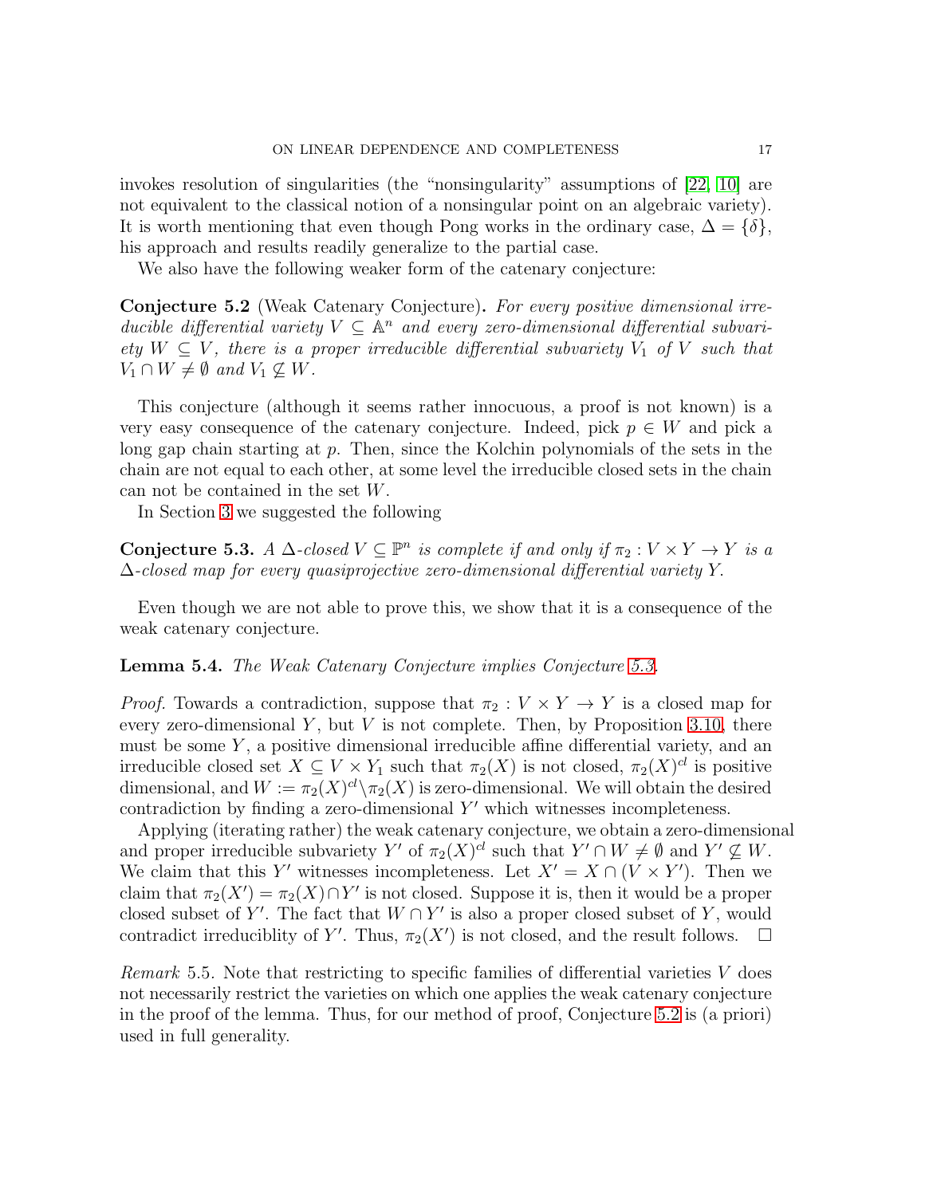invokes resolution of singularities (the "nonsingularity" assumptions of [22, 10] are not equivalent to the classical notion of a nonsingular point on an algebraic variety). It is worth mentioning that even though Pong works in the ordinary case, $\Delta = \{\delta\}$, his approach and results readily generalize to the partial case.

We also have the following weaker form of the catenary conjecture:

**Conjecture 5.2** (Weak Catenary Conjecture)**.** *For every positive dimensional irreducible differential variety $V \subseteq \mathbb{A}^n$ and every zero-dimensional differential subvariety $W \subseteq V$, there is a proper irreducible differential subvariety $V_1$ of $V$ such that $V_1 \cap W \neq \emptyset$ and $V_1 \not\subseteq W$.*

This conjecture (although it seems rather innocuous, a proof is not known) is a very easy consequence of the catenary conjecture. Indeed, pick $p \in W$ and pick a long gap chain starting at $p$. Then, since the Kolchin polynomials of the sets in the chain are not equal to each other, at some level the irreducible closed sets in the chain can not be contained in the set $W$.

In Section 3 we suggested the following

**Conjecture 5.3.** *A $\Delta$-closed $V \subseteq \mathbb{P}^n$ is complete if and only if $\pi_2 : V \times Y \to Y$ is a $\Delta$-closed map for every quasiprojective zero-dimensional differential variety $Y$.*

Even though we are not able to prove this, we show that it is a consequence of the weak catenary conjecture.

**Lemma 5.4.** *The Weak Catenary Conjecture implies Conjecture 5.3.*

*Proof.* Towards a contradiction, suppose that $\pi_2 : V \times Y \to Y$ is a closed map for every zero-dimensional $Y$, but $V$ is not complete. Then, by Proposition 3.10, there must be some $Y$, a positive dimensional irreducible affine differential variety, and an irreducible closed set $X \subseteq V \times Y_1$ such that $\pi_2(X)$ is not closed, $\pi_2(X)^{cl}$ is positive dimensional, and $W := \pi_2(X)^{cl} \backslash \pi_2(X)$ is zero-dimensional. We will obtain the desired contradiction by finding a zero-dimensional $Y'$ which witnesses incompleteness.

Applying (iterating rather) the weak catenary conjecture, we obtain a zero-dimensional and proper irreducible subvariety $Y'$ of $\pi_2(X)^{cl}$ such that $Y' \cap W \neq \emptyset$ and $Y' \not\subseteq W$. We claim that this $Y'$ witnesses incompleteness. Let $X' = X \cap (V \times Y')$. Then we claim that $\pi_2(X') = \pi_2(X) \cap Y'$ is not closed. Suppose it is, then it would be a proper closed subset of $Y'$. The fact that $W \cap Y'$ is also a proper closed subset of $Y$, would contradict irreducibility of $Y'$. Thus, $\pi_2(X')$ is not closed, and the result follows. $\square$

*Remark* 5.5. Note that restricting to specific families of differential varieties $V$ does not necessarily restrict the varieties on which one applies the weak catenary conjecture in the proof of the lemma. Thus, for our method of proof, Conjecture 5.2 is (a priori) used in full generality.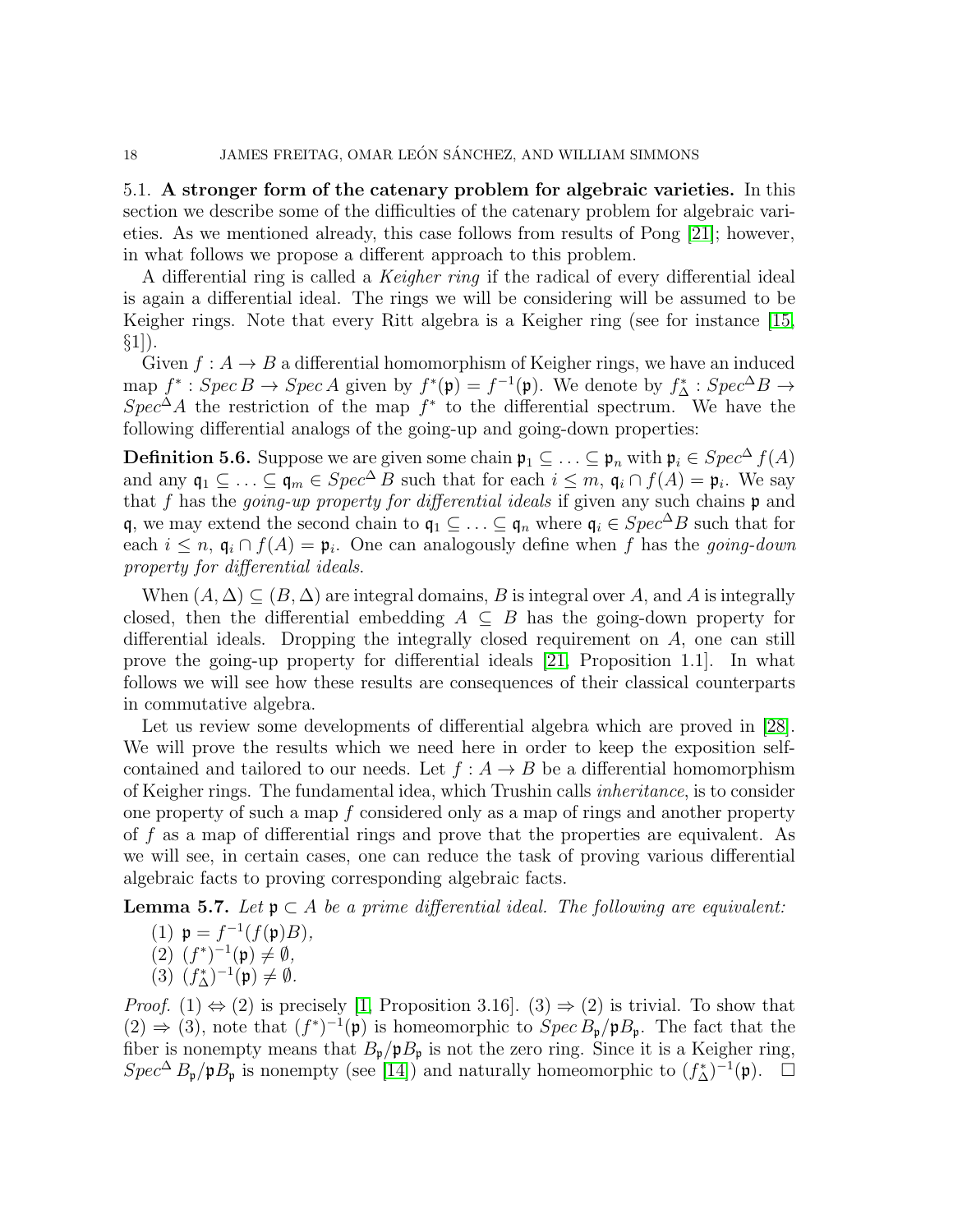**5.1. A stronger form of the catenary problem for algebraic varieties.** In this section we describe some of the difficulties of the catenary problem for algebraic varieties. As we mentioned already, this case follows from results of Pong [21]; however, in what follows we propose a different approach to this problem.

A differential ring is called a *Keigher ring* if the radical of every differential ideal is again a differential ideal. The rings we will be considering will be assumed to be Keigher rings. Note that every Ritt algebra is a Keigher ring (see for instance [15, §1]).

Given $f : A \to B$ a differential homomorphism of Keigher rings, we have an induced map $f^* : Spec\, B \to Spec\, A$ given by $f^*(\mathfrak{p}) = f^{-1}(\mathfrak{p})$. We denote by $f^*_\Delta : Spec^\Delta B \to Spec^\Delta A$ the restriction of the map $f^*$ to the differential spectrum. We have the following differential analogs of the going-up and going-down properties:

**Definition 5.6.** Suppose we are given some chain $\mathfrak{p}_1 \subseteq \ldots \subseteq \mathfrak{p}_n$ with $\mathfrak{p}_i \in Spec^\Delta f(A)$ and any $\mathfrak{q}_1 \subseteq \ldots \subseteq \mathfrak{q}_m \in Spec^\Delta B$ such that for each $i \leq m$, $\mathfrak{q}_i \cap f(A) = \mathfrak{p}_i$. We say that $f$ has the *going-up property for differential ideals* if given any such chains $\mathfrak{p}$ and $\mathfrak{q}$, we may extend the second chain to $\mathfrak{q}_1 \subseteq \ldots \subseteq \mathfrak{q}_n$ where $\mathfrak{q}_i \in Spec^\Delta B$ such that for each $i \leq n$, $\mathfrak{q}_i \cap f(A) = \mathfrak{p}_i$. One can analogously define when $f$ has the *going-down property for differential ideals*.

When $(A, \Delta) \subseteq (B, \Delta)$ are integral domains, $B$ is integral over $A$, and $A$ is integrally closed, then the differential embedding $A \subseteq B$ has the going-down property for differential ideals. Dropping the integrally closed requirement on $A$, one can still prove the going-up property for differential ideals [21, Proposition 1.1]. In what follows we will see how these results are consequences of their classical counterparts in commutative algebra.

Let us review some developments of differential algebra which are proved in [28]. We will prove the results which we need here in order to keep the exposition self-contained and tailored to our needs. Let $f : A \to B$ be a differential homomorphism of Keigher rings. The fundamental idea, which Trushin calls *inheritance*, is to consider one property of such a map $f$ considered only as a map of rings and another property of $f$ as a map of differential rings and prove that the properties are equivalent. As we will see, in certain cases, one can reduce the task of proving various differential algebraic facts to proving corresponding algebraic facts.

**Lemma 5.7.** *Let $\mathfrak{p} \subset A$ be a prime differential ideal. The following are equivalent:*

(1) $\mathfrak{p} = f^{-1}(f(\mathfrak{p})B)$,
(2) $(f^*)^{-1}(\mathfrak{p}) \neq \emptyset$,
(3) $(f^*_\Delta)^{-1}(\mathfrak{p}) \neq \emptyset$.

*Proof.* (1) $\Leftrightarrow$ (2) is precisely [1, Proposition 3.16]. (3) $\Rightarrow$ (2) is trivial. To show that (2) $\Rightarrow$ (3), note that $(f^*)^{-1}(\mathfrak{p})$ is homeomorphic to $Spec\, B_\mathfrak{p}/\mathfrak{p}B_\mathfrak{p}$. The fact that the fiber is nonempty means that $B_\mathfrak{p}/\mathfrak{p}B_\mathfrak{p}$ is not the zero ring. Since it is a Keigher ring, $Spec^\Delta\, B_\mathfrak{p}/\mathfrak{p}B_\mathfrak{p}$ is nonempty (see [14]) and naturally homeomorphic to $(f^*_\Delta)^{-1}(\mathfrak{p})$. $\square$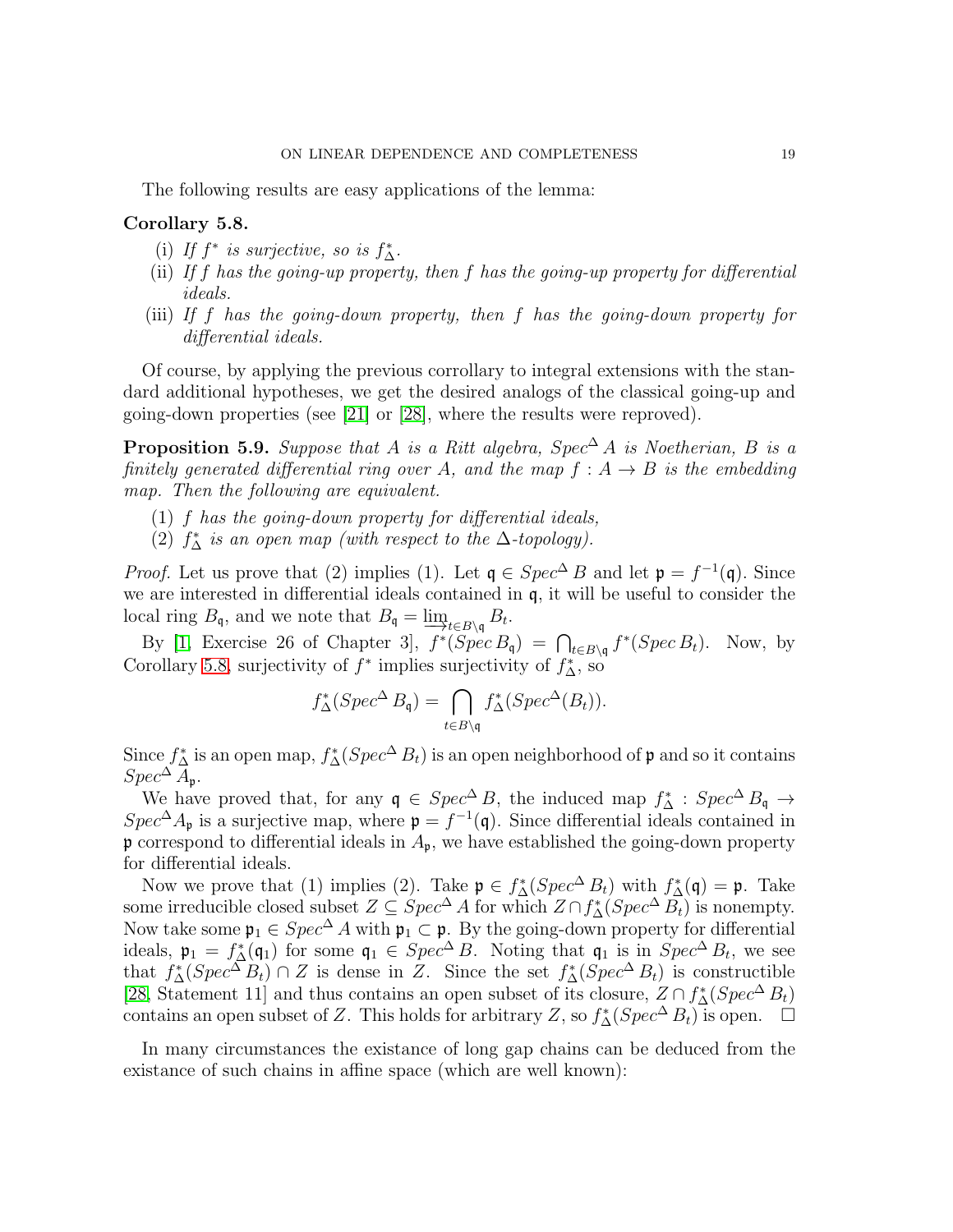The following results are easy applications of the lemma:

**Corollary 5.8.**

(i) *If $f^*$ is surjective, so is $f^*_\Delta$.*

(ii) *If $f$ has the going-up property, then $f$ has the going-up property for differential ideals.*

(iii) *If $f$ has the going-down property, then $f$ has the going-down property for differential ideals.*

Of course, by applying the previous corrollary to integral extensions with the standard additional hypotheses, we get the desired analogs of the classical going-up and going-down properties (see [21] or [28], where the results were reproved).

**Proposition 5.9.** *Suppose that $A$ is a Ritt algebra, $Spec^\Delta A$ is Noetherian, $B$ is a finitely generated differential ring over $A$, and the map $f : A \to B$ is the embedding map. Then the following are equivalent.*

(1) *$f$ has the going-down property for differential ideals,*

(2) *$f^*_\Delta$ is an open map (with respect to the $\Delta$-topology).*

*Proof.* Let us prove that (2) implies (1). Let $\mathfrak{q} \in Spec^\Delta B$ and let $\mathfrak{p} = f^{-1}(\mathfrak{q})$. Since we are interested in differential ideals contained in $\mathfrak{q}$, it will be useful to consider the local ring $B_\mathfrak{q}$, and we note that $B_\mathfrak{q} = \varinjlim_{t\in B\setminus\mathfrak{q}} B_t$.

By [1, Exercise 26 of Chapter 3], $f^*(Spec\, B_\mathfrak{q}) = \bigcap_{t\in B\setminus\mathfrak{q}} f^*(Spec\, B_t)$. Now, by Corollary 5.8, surjectivity of $f^*$ implies surjectivity of $f^*_\Delta$, so

$$f^*_\Delta(Spec^\Delta B_\mathfrak{q}) = \bigcap_{t\in B\setminus\mathfrak{q}} f^*_\Delta(Spec^\Delta(B_t)).$$

Since $f^*_\Delta$ is an open map, $f^*_\Delta(Spec^\Delta B_t)$ is an open neighborhood of $\mathfrak{p}$ and so it contains $Spec^\Delta A_\mathfrak{p}$.

We have proved that, for any $\mathfrak{q} \in Spec^\Delta B$, the induced map $f^*_\Delta : Spec^\Delta B_\mathfrak{q} \to Spec^\Delta A_\mathfrak{p}$ is a surjective map, where $\mathfrak{p} = f^{-1}(\mathfrak{q})$. Since differential ideals contained in $\mathfrak{p}$ correspond to differential ideals in $A_\mathfrak{p}$, we have established the going-down property for differential ideals.

Now we prove that (1) implies (2). Take $\mathfrak{p} \in f^*_\Delta(Spec^\Delta B_t)$ with $f^*_\Delta(\mathfrak{q}) = \mathfrak{p}$. Take some irreducible closed subset $Z \subseteq Spec^\Delta A$ for which $Z \cap f^*_\Delta(Spec^\Delta B_t)$ is nonempty. Now take some $\mathfrak{p}_1 \in Spec^\Delta A$ with $\mathfrak{p}_1 \subset \mathfrak{p}$. By the going-down property for differential ideals, $\mathfrak{p}_1 = f^*_\Delta(\mathfrak{q}_1)$ for some $\mathfrak{q}_1 \in Spec^\Delta B$. Noting that $\mathfrak{q}_1$ is in $Spec^\Delta B_t$, we see that $f^*_\Delta(Spec^\Delta B_t) \cap Z$ is dense in $Z$. Since the set $f^*_\Delta(Spec^\Delta B_t)$ is constructible [28, Statement 11] and thus contains an open subset of its closure, $Z \cap f^*_\Delta(Spec^\Delta B_t)$ contains an open subset of $Z$. This holds for arbitrary $Z$, so $f^*_\Delta(Spec^\Delta B_t)$ is open. $\square$

In many circumstances the existance of long gap chains can be deduced from the existance of such chains in affine space (which are well known):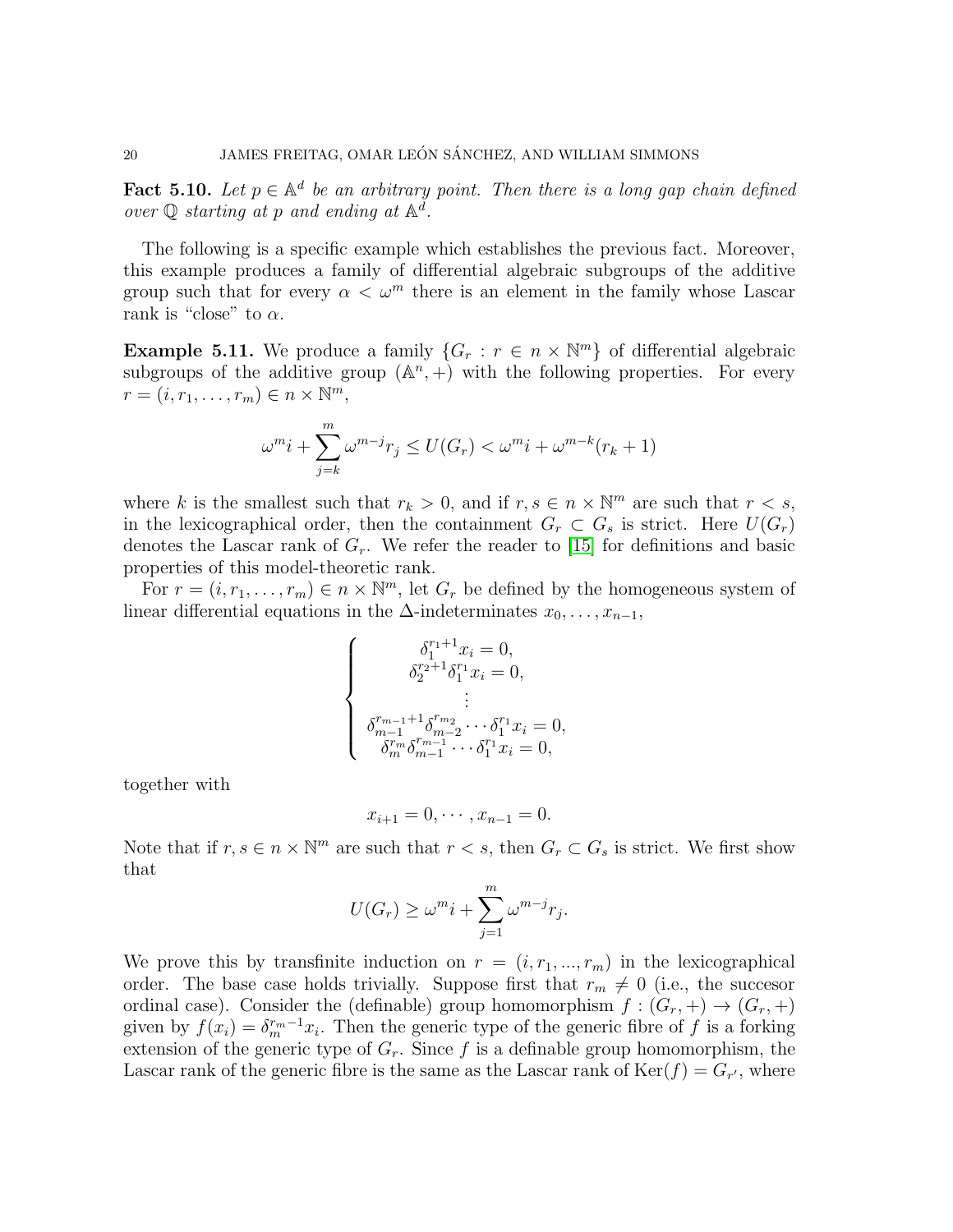**Fact 5.10.** *Let $p \in \mathbb{A}^d$ be an arbitrary point. Then there is a long gap chain defined over $\mathbb{Q}$ starting at $p$ and ending at $\mathbb{A}^d$.*

The following is a specific example which establishes the previous fact. Moreover, this example produces a family of differential algebraic subgroups of the additive group such that for every $\alpha < \omega^m$ there is an element in the family whose Lascar rank is "close" to $\alpha$.

**Example 5.11.** We produce a family $\{G_r : r \in n \times \mathbb{N}^m\}$ of differential algebraic subgroups of the additive group $(\mathbb{A}^n, +)$ with the following properties. For every $r = (i, r_1, \ldots, r_m) \in n \times \mathbb{N}^m$,

$$\omega^m i + \sum_{j=k}^{m} \omega^{m-j} r_j \leq U(G_r) < \omega^m i + \omega^{m-k}(r_k + 1)$$

where $k$ is the smallest such that $r_k > 0$, and if $r, s \in n \times \mathbb{N}^m$ are such that $r < s$, in the lexicographical order, then the containment $G_r \subset G_s$ is strict. Here $U(G_r)$ denotes the Lascar rank of $G_r$. We refer the reader to [15] for definitions and basic properties of this model-theoretic rank.

For $r = (i, r_1, \ldots, r_m) \in n \times \mathbb{N}^m$, let $G_r$ be defined by the homogeneous system of linear differential equations in the $\Delta$-indeterminates $x_0, \ldots, x_{n-1}$,

$$\begin{cases} \delta_1^{r_1+1} x_i = 0, \\ \delta_2^{r_2+1} \delta_1^{r_1} x_i = 0, \\ \vdots \\ \delta_{m-1}^{r_{m-1}+1} \delta_{m-2}^{r_{m_2}} \cdots \delta_1^{r_1} x_i = 0, \\ \delta_m^{r_m} \delta_{m-1}^{r_{m-1}} \cdots \delta_1^{r_1} x_i = 0, \end{cases}$$

together with

$$x_{i+1} = 0, \cdots, x_{n-1} = 0.$$

Note that if $r, s \in n \times \mathbb{N}^m$ are such that $r < s$, then $G_r \subset G_s$ is strict. We first show that

$$U(G_r) \geq \omega^m i + \sum_{j=1}^{m} \omega^{m-j} r_j.$$

We prove this by transfinite induction on $r = (i, r_1, ..., r_m)$ in the lexicographical order. The base case holds trivially. Suppose first that $r_m \neq 0$ (i.e., the succesor ordinal case). Consider the (definable) group homomorphism $f : (G_r, +) \to (G_r, +)$ given by $f(x_i) = \delta_m^{r_m - 1} x_i$. Then the generic type of the generic fibre of $f$ is a forking extension of the generic type of $G_r$. Since $f$ is a definable group homomorphism, the Lascar rank of the generic fibre is the same as the Lascar rank of $\mathrm{Ker}(f) = G_{r'}$, where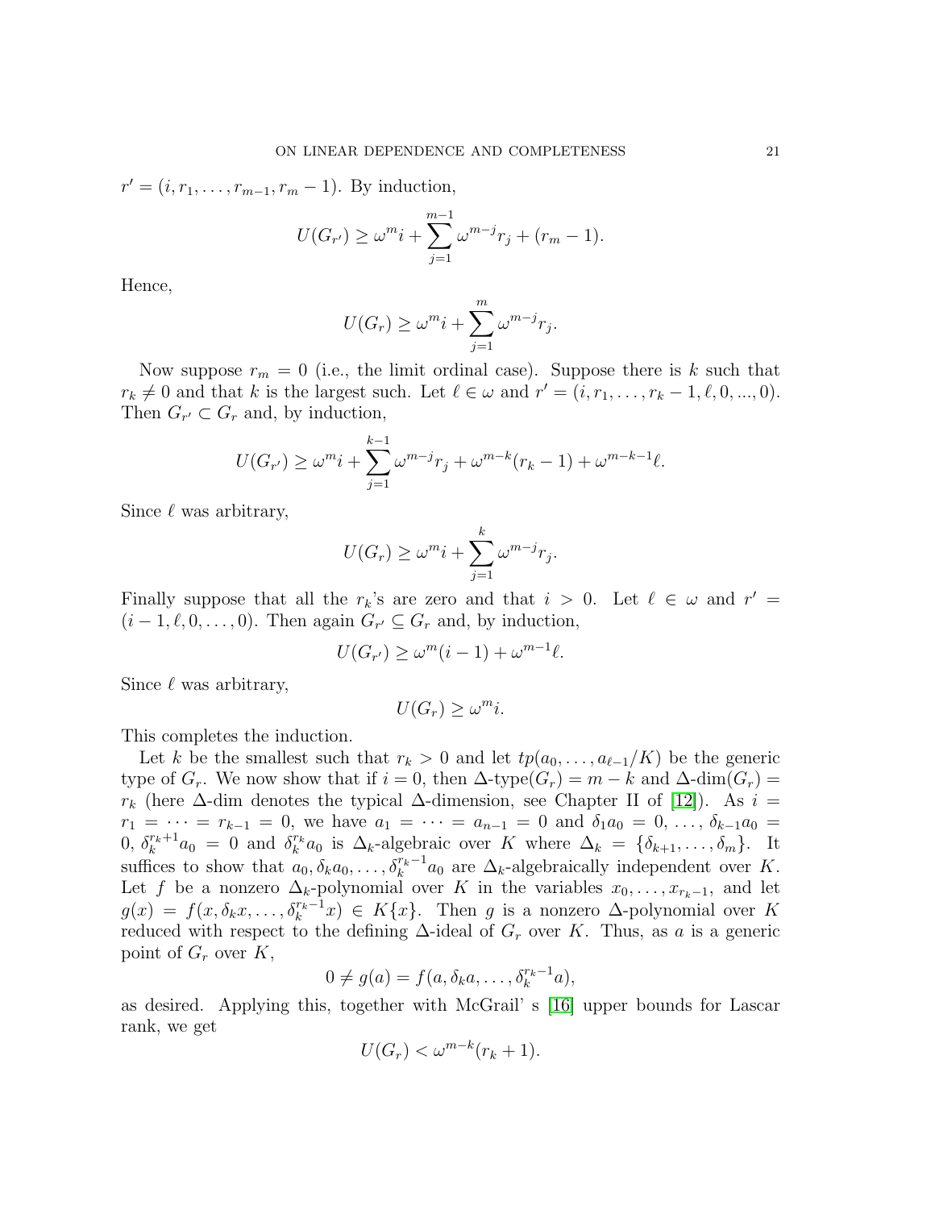$r' = (i, r_1, \dots, r_{m-1}, r_m - 1)$. By induction,

$$U(G_{r'}) \geq \omega^m i + \sum_{j=1}^{m-1} \omega^{m-j} r_j + (r_m - 1).$$

Hence,

$$U(G_r) \geq \omega^m i + \sum_{j=1}^{m} \omega^{m-j} r_j.$$

Now suppose $r_m = 0$ (i.e., the limit ordinal case). Suppose there is $k$ such that $r_k \neq 0$ and that $k$ is the largest such. Let $\ell \in \omega$ and $r' = (i, r_1, \dots, r_k - 1, \ell, 0, ..., 0)$. Then $G_{r'} \subset G_r$ and, by induction,

$$U(G_{r'}) \geq \omega^m i + \sum_{j=1}^{k-1} \omega^{m-j} r_j + \omega^{m-k}(r_k - 1) + \omega^{m-k-1}\ell.$$

Since $\ell$ was arbitrary,

$$U(G_r) \geq \omega^m i + \sum_{j=1}^{k} \omega^{m-j} r_j.$$

Finally suppose that all the $r_k$'s are zero and that $i > 0$. Let $\ell \in \omega$ and $r' = (i - 1, \ell, 0, \dots, 0)$. Then again $G_{r'} \subseteq G_r$ and, by induction,

$$U(G_{r'}) \geq \omega^m (i - 1) + \omega^{m-1}\ell.$$

Since $\ell$ was arbitrary,

$$U(G_r) \geq \omega^m i.$$

This completes the induction.

Let $k$ be the smallest such that $r_k > 0$ and let $tp(a_0, \dots, a_{\ell-1}/K)$ be the generic type of $G_r$. We now show that if $i = 0$, then $\Delta$-type$(G_r) = m - k$ and $\Delta$-dim$(G_r) = r_k$ (here $\Delta$-dim denotes the typical $\Delta$-dimension, see Chapter II of [12]). As $i = r_1 = \dots = r_{k-1} = 0$, we have $a_1 = \dots = a_{n-1} = 0$ and $\delta_1 a_0 = 0, \dots, \delta_{k-1} a_0 = 0$, $\delta_k^{r_k+1} a_0 = 0$ and $\delta_k^{r_k} a_0$ is $\Delta_k$-algebraic over $K$ where $\Delta_k = \{\delta_{k+1}, \dots, \delta_m\}$. It suffices to show that $a_0, \delta_k a_0, \dots, \delta_k^{r_k - 1} a_0$ are $\Delta_k$-algebraically independent over $K$. Let $f$ be a nonzero $\Delta_k$-polynomial over $K$ in the variables $x_0, \dots, x_{r_k - 1}$, and let $g(x) = f(x, \delta_k x, \dots, \delta_k^{r_k - 1} x) \in K\{x\}$. Then $g$ is a nonzero $\Delta$-polynomial over $K$ reduced with respect to the defining $\Delta$-ideal of $G_r$ over $K$. Thus, as $a$ is a generic point of $G_r$ over $K$,

$$0 \neq g(a) = f(a, \delta_k a, \dots, \delta_k^{r_k - 1} a),$$

as desired. Applying this, together with McGrail' s [16] upper bounds for Lascar rank, we get

$$U(G_r) < \omega^{m-k}(r_k + 1).$$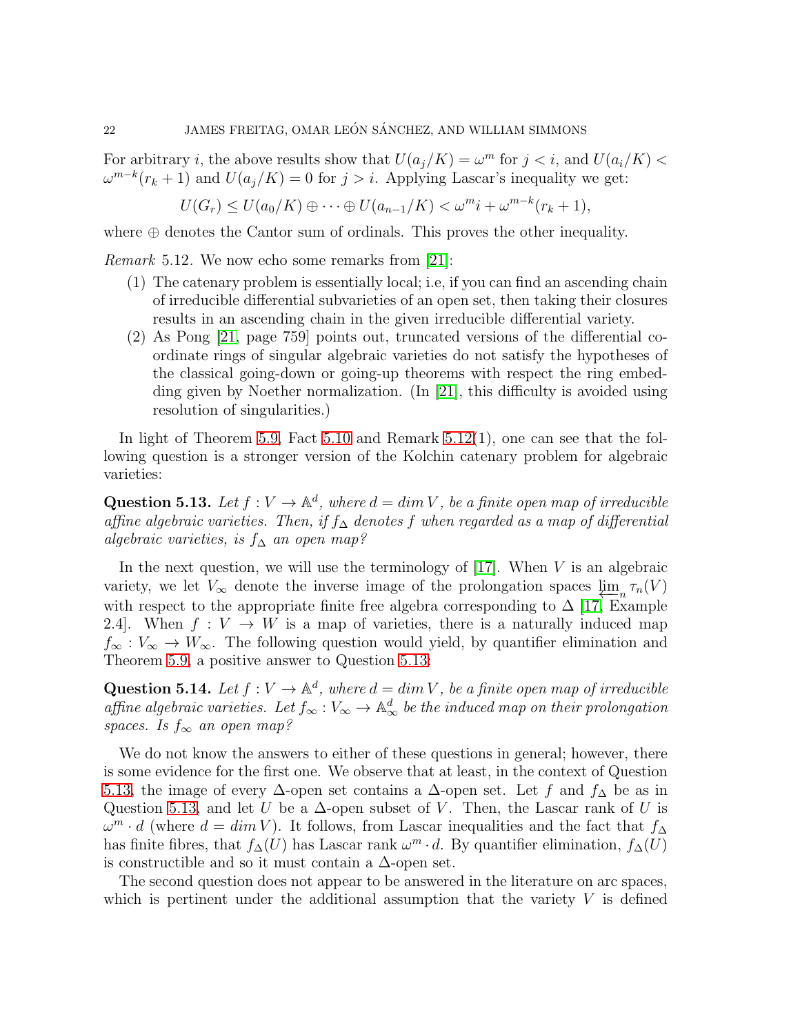For arbitrary $i$, the above results show that $U(a_j/K) = \omega^m$ for $j < i$, and $U(a_i/K) < \omega^{m-k}(r_k + 1)$ and $U(a_j/K) = 0$ for $j > i$. Applying Lascar's inequality we get:

$$U(G_r) \leq U(a_0/K) \oplus \cdots \oplus U(a_{n-1}/K) < \omega^m i + \omega^{m-k}(r_k + 1),$$

where $\oplus$ denotes the Cantor sum of ordinals. This proves the other inequality.

*Remark* 5.12. We now echo some remarks from [21]:

1. The catenary problem is essentially local; i.e, if you can find an ascending chain of irreducible differential subvarieties of an open set, then taking their closures results in an ascending chain in the given irreducible differential variety.
2. As Pong [21, page 759] points out, truncated versions of the differential coordinate rings of singular algebraic varieties do not satisfy the hypotheses of the classical going-down or going-up theorems with respect the ring embedding given by Noether normalization. (In [21], this difficulty is avoided using resolution of singularities.)

In light of Theorem 5.9, Fact 5.10 and Remark 5.12(1), one can see that the following question is a stronger version of the Kolchin catenary problem for algebraic varieties:

**Question 5.13.** *Let $f : V \to \mathbb{A}^d$, where $d = dim\, V$, be a finite open map of irreducible affine algebraic varieties. Then, if $f_\Delta$ denotes $f$ when regarded as a map of differential algebraic varieties, is $f_\Delta$ an open map?*

In the next question, we will use the terminology of [17]. When $V$ is an algebraic variety, we let $V_\infty$ denote the inverse image of the prolongation spaces $\varprojlim_n \tau_n(V)$ with respect to the appropriate finite free algebra corresponding to $\Delta$ [17, Example 2.4]. When $f : V \to W$ is a map of varieties, there is a naturally induced map $f_\infty : V_\infty \to W_\infty$. The following question would yield, by quantifier elimination and Theorem 5.9, a positive answer to Question 5.13:

**Question 5.14.** *Let $f : V \to \mathbb{A}^d$, where $d = dim\, V$, be a finite open map of irreducible affine algebraic varieties. Let $f_\infty : V_\infty \to \mathbb{A}^d_\infty$ be the induced map on their prolongation spaces. Is $f_\infty$ an open map?*

We do not know the answers to either of these questions in general; however, there is some evidence for the first one. We observe that at least, in the context of Question 5.13, the image of every $\Delta$-open set contains a $\Delta$-open set. Let $f$ and $f_\Delta$ be as in Question 5.13, and let $U$ be a $\Delta$-open subset of $V$. Then, the Lascar rank of $U$ is $\omega^m \cdot d$ (where $d = dim\, V$). It follows, from Lascar inequalities and the fact that $f_\Delta$ has finite fibres, that $f_\Delta(U)$ has Lascar rank $\omega^m \cdot d$. By quantifier elimination, $f_\Delta(U)$ is constructible and so it must contain a $\Delta$-open set.

The second question does not appear to be answered in the literature on arc spaces, which is pertinent under the additional assumption that the variety $V$ is defined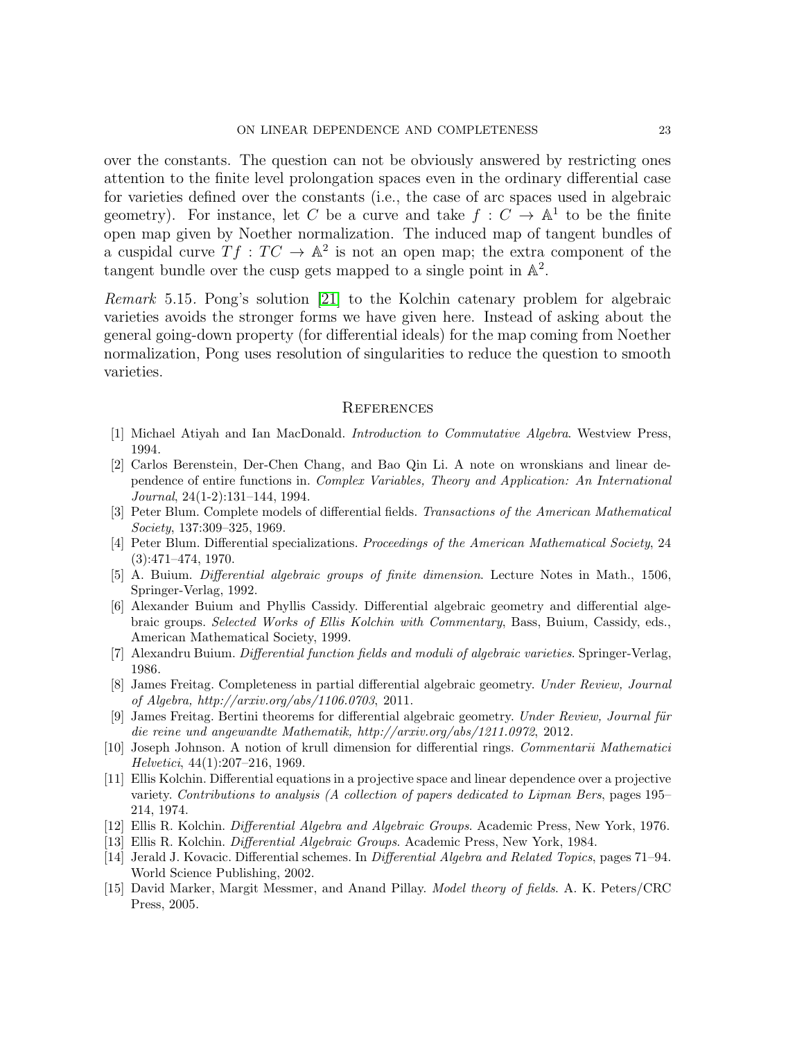over the constants. The question can not be obviously answered by restricting ones attention to the finite level prolongation spaces even in the ordinary differential case for varieties defined over the constants (i.e., the case of arc spaces used in algebraic geometry). For instance, let $C$ be a curve and take $f : C \to \mathbb{A}^1$ to be the finite open map given by Noether normalization. The induced map of tangent bundles of a cuspidal curve $Tf : TC \to \mathbb{A}^2$ is not an open map; the extra component of the tangent bundle over the cusp gets mapped to a single point in $\mathbb{A}^2$.

*Remark* 5.15. Pong's solution [21] to the Kolchin catenary problem for algebraic varieties avoids the stronger forms we have given here. Instead of asking about the general going-down property (for differential ideals) for the map coming from Noether normalization, Pong uses resolution of singularities to reduce the question to smooth varieties.

## References

[1] Michael Atiyah and Ian MacDonald. *Introduction to Commutative Algebra*. Westview Press, 1994.

[2] Carlos Berenstein, Der-Chen Chang, and Bao Qin Li. A note on wronskians and linear dependence of entire functions in. *Complex Variables, Theory and Application: An International Journal*, 24(1-2):131–144, 1994.

[3] Peter Blum. Complete models of differential fields. *Transactions of the American Mathematical Society*, 137:309–325, 1969.

[4] Peter Blum. Differential specializations. *Proceedings of the American Mathematical Society*, 24 (3):471–474, 1970.

[5] A. Buium. *Differential algebraic groups of finite dimension*. Lecture Notes in Math., 1506, Springer-Verlag, 1992.

[6] Alexander Buium and Phyllis Cassidy. Differential algebraic geometry and differential algebraic groups. *Selected Works of Ellis Kolchin with Commentary*, Bass, Buium, Cassidy, eds., American Mathematical Society, 1999.

[7] Alexandru Buium. *Differential function fields and moduli of algebraic varieties*. Springer-Verlag, 1986.

[8] James Freitag. Completeness in partial differential algebraic geometry. *Under Review, Journal of Algebra, http://arxiv.org/abs/1106.0703*, 2011.

[9] James Freitag. Bertini theorems for differential algebraic geometry. *Under Review, Journal für die reine und angewandte Mathematik, http://arxiv.org/abs/1211.0972*, 2012.

[10] Joseph Johnson. A notion of krull dimension for differential rings. *Commentarii Mathematici Helvetici*, 44(1):207–216, 1969.

[11] Ellis Kolchin. Differential equations in a projective space and linear dependence over a projective variety. *Contributions to analysis (A collection of papers dedicated to Lipman Bers*, pages 195–214, 1974.

[12] Ellis R. Kolchin. *Differential Algebra and Algebraic Groups*. Academic Press, New York, 1976.

[13] Ellis R. Kolchin. *Differential Algebraic Groups*. Academic Press, New York, 1984.

[14] Jerald J. Kovacic. Differential schemes. In *Differential Algebra and Related Topics*, pages 71–94. World Science Publishing, 2002.

[15] David Marker, Margit Messmer, and Anand Pillay. *Model theory of fields*. A. K. Peters/CRC Press, 2005.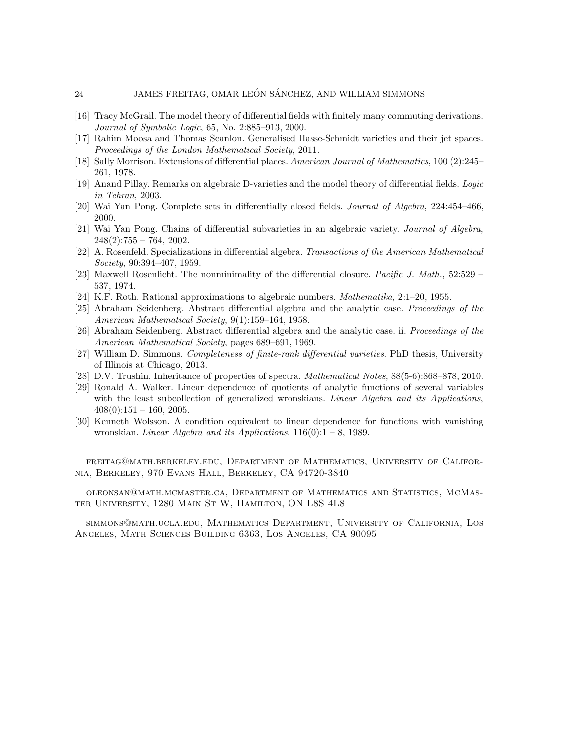[16] Tracy McGrail. The model theory of differential fields with finitely many commuting derivations. *Journal of Symbolic Logic*, 65, No. 2:885–913, 2000.

[17] Rahim Moosa and Thomas Scanlon. Generalised Hasse-Schmidt varieties and their jet spaces. *Proceedings of the London Mathematical Society*, 2011.

[18] Sally Morrison. Extensions of differential places. *American Journal of Mathematics*, 100 (2):245–261, 1978.

[19] Anand Pillay. Remarks on algebraic D-varieties and the model theory of differential fields. *Logic in Tehran*, 2003.

[20] Wai Yan Pong. Complete sets in differentially closed fields. *Journal of Algebra*, 224:454–466, 2000.

[21] Wai Yan Pong. Chains of differential subvarieties in an algebraic variety. *Journal of Algebra*, 248(2):755 – 764, 2002.

[22] A. Rosenfeld. Specializations in differential algebra. *Transactions of the American Mathematical Society*, 90:394–407, 1959.

[23] Maxwell Rosenlicht. The nonminimality of the differential closure. *Pacific J. Math.*, 52:529 – 537, 1974.

[24] K.F. Roth. Rational approximations to algebraic numbers. *Mathematika*, 2:1–20, 1955.

[25] Abraham Seidenberg. Abstract differential algebra and the analytic case. *Proceedings of the American Mathematical Society*, 9(1):159–164, 1958.

[26] Abraham Seidenberg. Abstract differential algebra and the analytic case. ii. *Proceedings of the American Mathematical Society*, pages 689–691, 1969.

[27] William D. Simmons. *Completeness of finite-rank differential varieties*. PhD thesis, University of Illinois at Chicago, 2013.

[28] D.V. Trushin. Inheritance of properties of spectra. *Mathematical Notes*, 88(5-6):868–878, 2010.

[29] Ronald A. Walker. Linear dependence of quotients of analytic functions of several variables with the least subcollection of generalized wronskians. *Linear Algebra and its Applications*, 408(0):151 – 160, 2005.

[30] Kenneth Wolsson. A condition equivalent to linear dependence for functions with vanishing wronskian. *Linear Algebra and its Applications*, 116(0):1 – 8, 1989.

freitag@math.berkeley.edu, Department of Mathematics, University of California, Berkeley, 970 Evans Hall, Berkeley, CA 94720-3840

oleonsan@math.mcmaster.ca, Department of Mathematics and Statistics, McMaster University, 1280 Main St W, Hamilton, ON L8S 4L8

simmons@math.ucla.edu, Mathematics Department, University of California, Los Angeles, Math Sciences Building 6363, Los Angeles, CA 90095